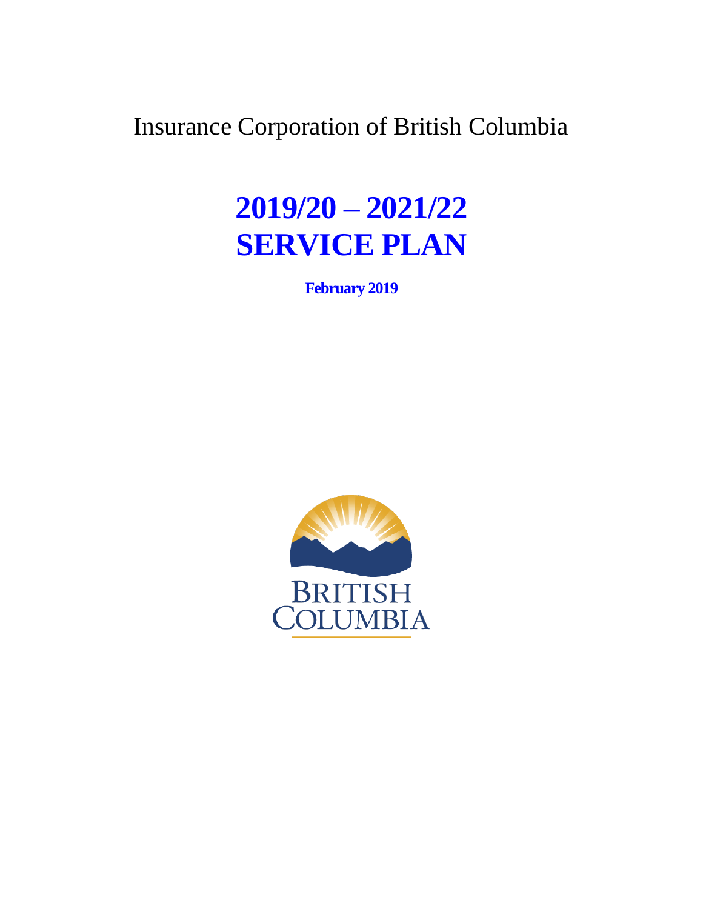Insurance Corporation of British Columbia

# 2019/20 – 2021/22 SERVICE PLAN

**February 2019**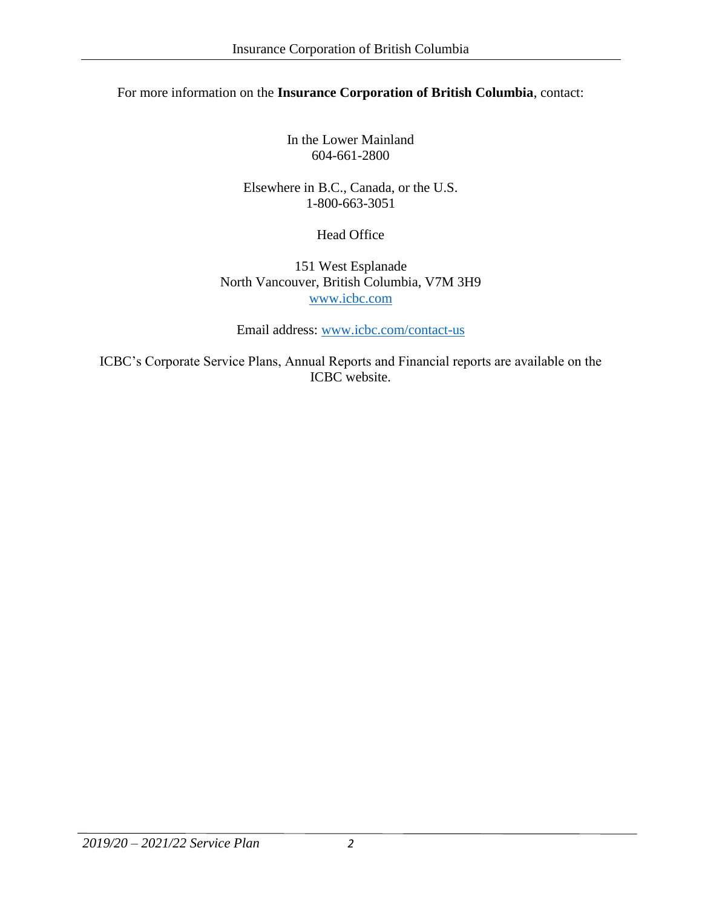For more information on the **Insurance Corporation of British Columbia**, contact:

In the Lower Mainland
604-661-2800

Elsewhere in B.C., Canada, or the U.S.
1-800-663-3051

Head Office

151 West Esplanade
North Vancouver, British Columbia, V7M 3H9
[www.icbc.com](http://www.icbc.com)

Email address: [www.icbc.com/contact-us](http://www.icbc.com/contact-us)

ICBC's Corporate Service Plans, Annual Reports and Financial reports are available on the ICBC website.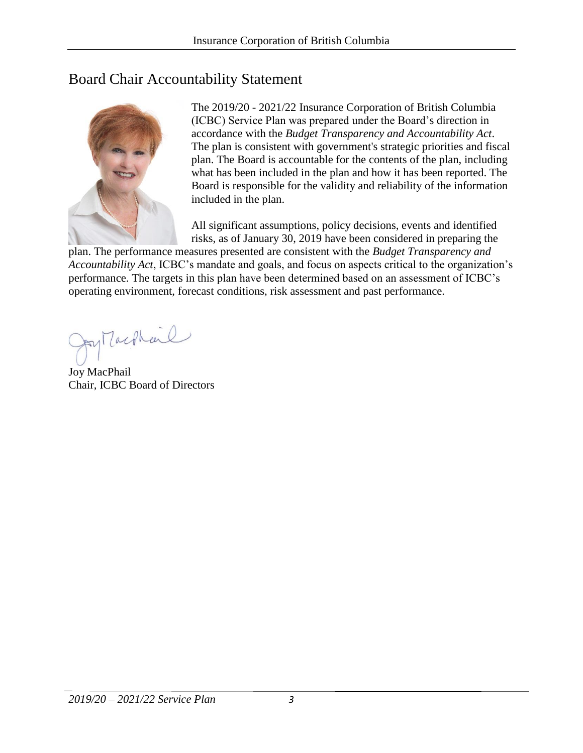# Board Chair Accountability Statement

The 2019/20 - 2021/22 Insurance Corporation of British Columbia (ICBC) Service Plan was prepared under the Board's direction in accordance with the *Budget Transparency and Accountability Act*. The plan is consistent with government's strategic priorities and fiscal plan. The Board is accountable for the contents of the plan, including what has been included in the plan and how it has been reported. The Board is responsible for the validity and reliability of the information included in the plan.

All significant assumptions, policy decisions, events and identified risks, as of January 30, 2019 have been considered in preparing the plan. The performance measures presented are consistent with the *Budget Transparency and Accountability Act*, ICBC's mandate and goals, and focus on aspects critical to the organization's performance. The targets in this plan have been determined based on an assessment of ICBC's operating environment, forecast conditions, risk assessment and past performance.

Joy MacPhail
Chair, ICBC Board of Directors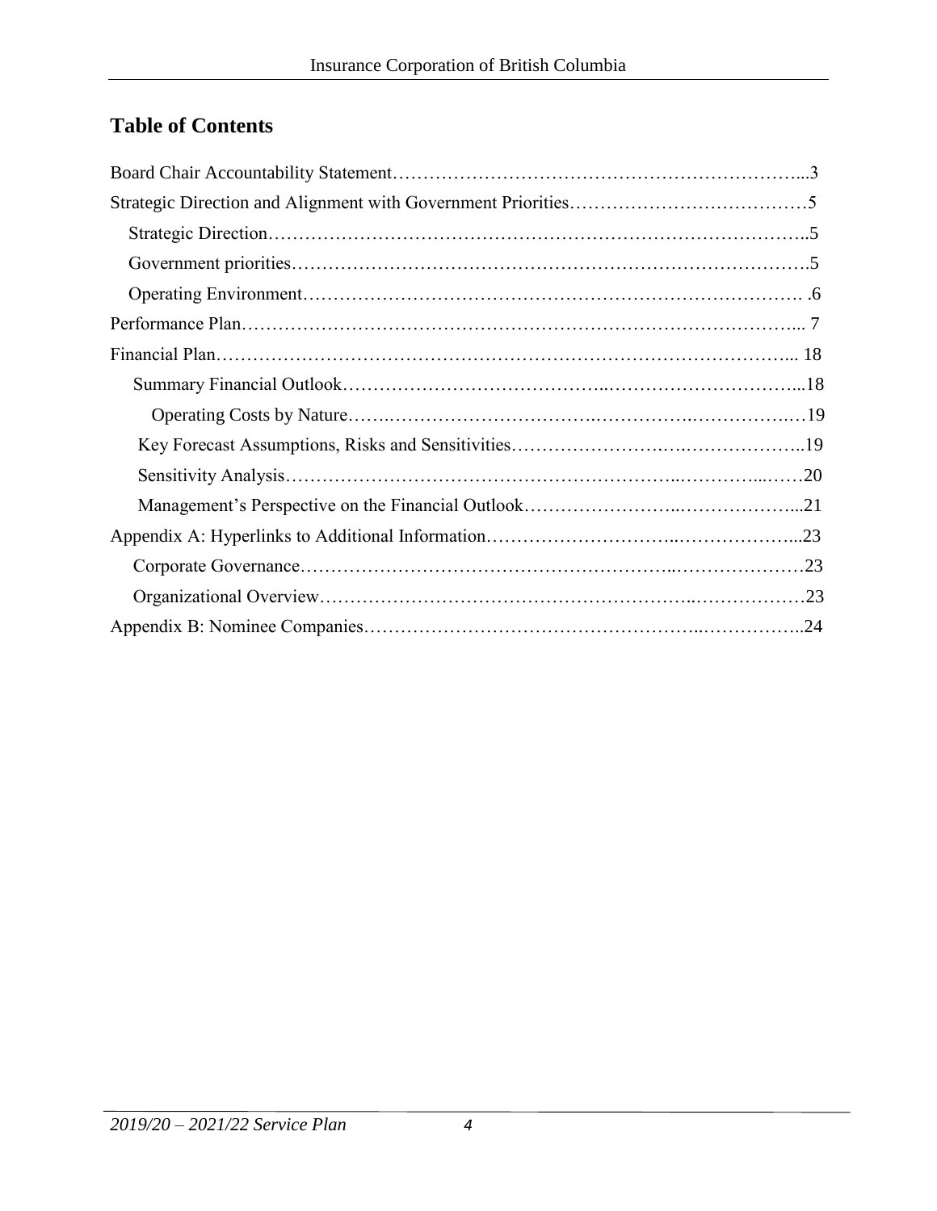## Table of Contents

Board Chair Accountability Statement………………………………………………………...3

Strategic Direction and Alignment with Government Priorities…………………………………5

- Strategic Direction……………………………………………………………………………..5
- Government priorities………………………………………………………………………….5
- Operating Environment…………………………………………………………………… .6

Performance Plan…………………………………………………………………………... 7

Financial Plan…………………………………………………………………………….... 18

- Summary Financial Outlook……………………………………………………………...18
  - Operating Costs by Nature……………………………………………………………19
- Key Forecast Assumptions, Risks and Sensitivities……………………………………..19
- Sensitivity Analysis………………………………………………………………………20
- Management's Perspective on the Financial Outlook…………………………………...21

Appendix A: Hyperlinks to Additional Information……………………………………………...23

- Corporate Governance……………………………………………………………………23
- Organizational Overview…………………………………………………………………23

Appendix B: Nominee Companies……………………………………………………………..24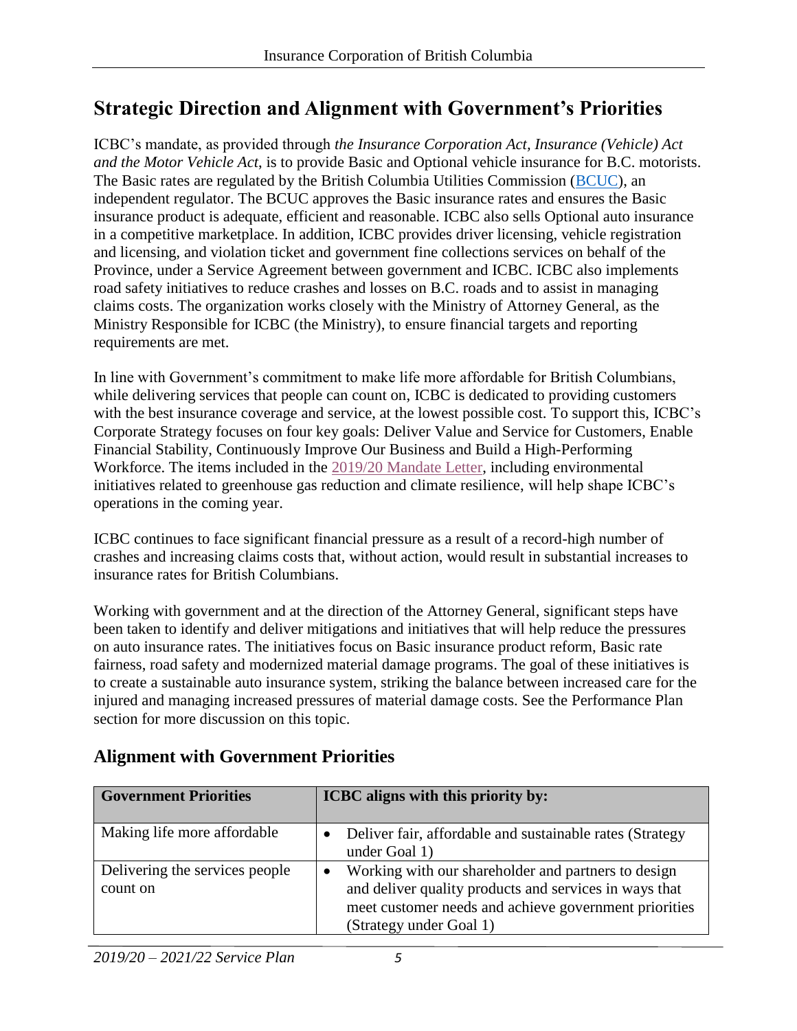## Strategic Direction and Alignment with Government's Priorities

ICBC's mandate, as provided through *the Insurance Corporation Act, Insurance (Vehicle) Act and the Motor Vehicle Act*, is to provide Basic and Optional vehicle insurance for B.C. motorists. The Basic rates are regulated by the British Columbia Utilities Commission (BCUC), an independent regulator. The BCUC approves the Basic insurance rates and ensures the Basic insurance product is adequate, efficient and reasonable. ICBC also sells Optional auto insurance in a competitive marketplace. In addition, ICBC provides driver licensing, vehicle registration and licensing, and violation ticket and government fine collections services on behalf of the Province, under a Service Agreement between government and ICBC. ICBC also implements road safety initiatives to reduce crashes and losses on B.C. roads and to assist in managing claims costs. The organization works closely with the Ministry of Attorney General, as the Ministry Responsible for ICBC (the Ministry), to ensure financial targets and reporting requirements are met.

In line with Government's commitment to make life more affordable for British Columbians, while delivering services that people can count on, ICBC is dedicated to providing customers with the best insurance coverage and service, at the lowest possible cost. To support this, ICBC's Corporate Strategy focuses on four key goals: Deliver Value and Service for Customers, Enable Financial Stability, Continuously Improve Our Business and Build a High-Performing Workforce. The items included in the 2019/20 Mandate Letter, including environmental initiatives related to greenhouse gas reduction and climate resilience, will help shape ICBC's operations in the coming year.

ICBC continues to face significant financial pressure as a result of a record-high number of crashes and increasing claims costs that, without action, would result in substantial increases to insurance rates for British Columbians.

Working with government and at the direction of the Attorney General, significant steps have been taken to identify and deliver mitigations and initiatives that will help reduce the pressures on auto insurance rates. The initiatives focus on Basic insurance product reform, Basic rate fairness, road safety and modernized material damage programs. The goal of these initiatives is to create a sustainable auto insurance system, striking the balance between increased care for the injured and managing increased pressures of material damage costs. See the Performance Plan section for more discussion on this topic.

### Alignment with Government Priorities

| Government Priorities | ICBC aligns with this priority by: |
|---|---|
| Making life more affordable | • Deliver fair, affordable and sustainable rates (Strategy under Goal 1) |
| Delivering the services people count on | • Working with our shareholder and partners to design and deliver quality products and services in ways that meet customer needs and achieve government priorities (Strategy under Goal 1) |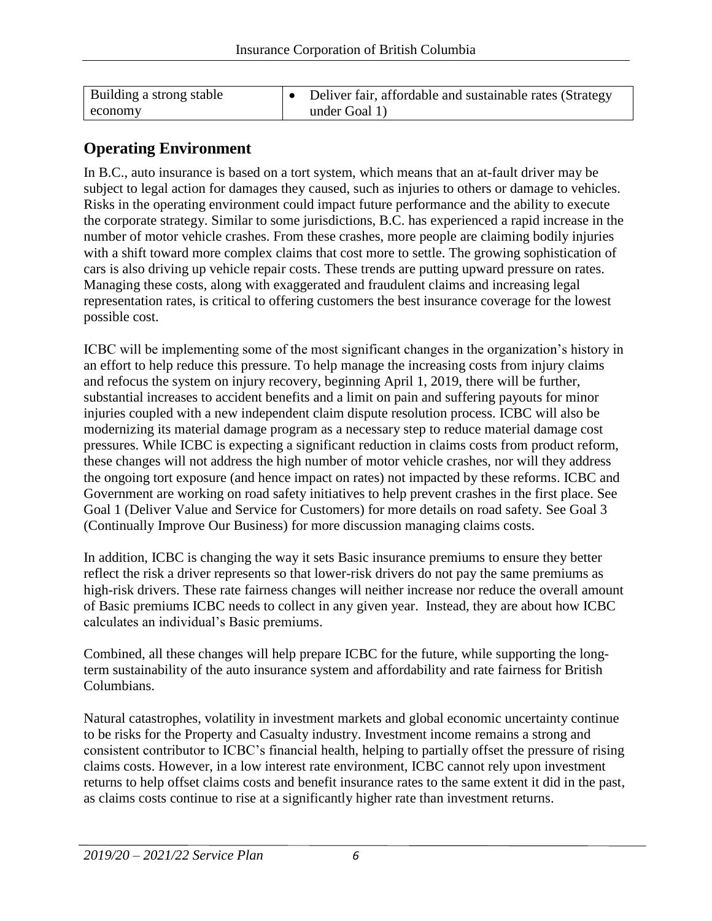| Building a strong stable economy | • Deliver fair, affordable and sustainable rates (Strategy under Goal 1) |
|---|---|

## Operating Environment

In B.C., auto insurance is based on a tort system, which means that an at-fault driver may be subject to legal action for damages they caused, such as injuries to others or damage to vehicles. Risks in the operating environment could impact future performance and the ability to execute the corporate strategy. Similar to some jurisdictions, B.C. has experienced a rapid increase in the number of motor vehicle crashes. From these crashes, more people are claiming bodily injuries with a shift toward more complex claims that cost more to settle. The growing sophistication of cars is also driving up vehicle repair costs. These trends are putting upward pressure on rates. Managing these costs, along with exaggerated and fraudulent claims and increasing legal representation rates, is critical to offering customers the best insurance coverage for the lowest possible cost.

ICBC will be implementing some of the most significant changes in the organization's history in an effort to help reduce this pressure. To help manage the increasing costs from injury claims and refocus the system on injury recovery, beginning April 1, 2019, there will be further, substantial increases to accident benefits and a limit on pain and suffering payouts for minor injuries coupled with a new independent claim dispute resolution process. ICBC will also be modernizing its material damage program as a necessary step to reduce material damage cost pressures. While ICBC is expecting a significant reduction in claims costs from product reform, these changes will not address the high number of motor vehicle crashes, nor will they address the ongoing tort exposure (and hence impact on rates) not impacted by these reforms. ICBC and Government are working on road safety initiatives to help prevent crashes in the first place. See Goal 1 (Deliver Value and Service for Customers) for more details on road safety. See Goal 3 (Continually Improve Our Business) for more discussion managing claims costs.

In addition, ICBC is changing the way it sets Basic insurance premiums to ensure they better reflect the risk a driver represents so that lower-risk drivers do not pay the same premiums as high-risk drivers. These rate fairness changes will neither increase nor reduce the overall amount of Basic premiums ICBC needs to collect in any given year. Instead, they are about how ICBC calculates an individual's Basic premiums.

Combined, all these changes will help prepare ICBC for the future, while supporting the long-term sustainability of the auto insurance system and affordability and rate fairness for British Columbians.

Natural catastrophes, volatility in investment markets and global economic uncertainty continue to be risks for the Property and Casualty industry. Investment income remains a strong and consistent contributor to ICBC's financial health, helping to partially offset the pressure of rising claims costs. However, in a low interest rate environment, ICBC cannot rely upon investment returns to help offset claims costs and benefit insurance rates to the same extent it did in the past, as claims costs continue to rise at a significantly higher rate than investment returns.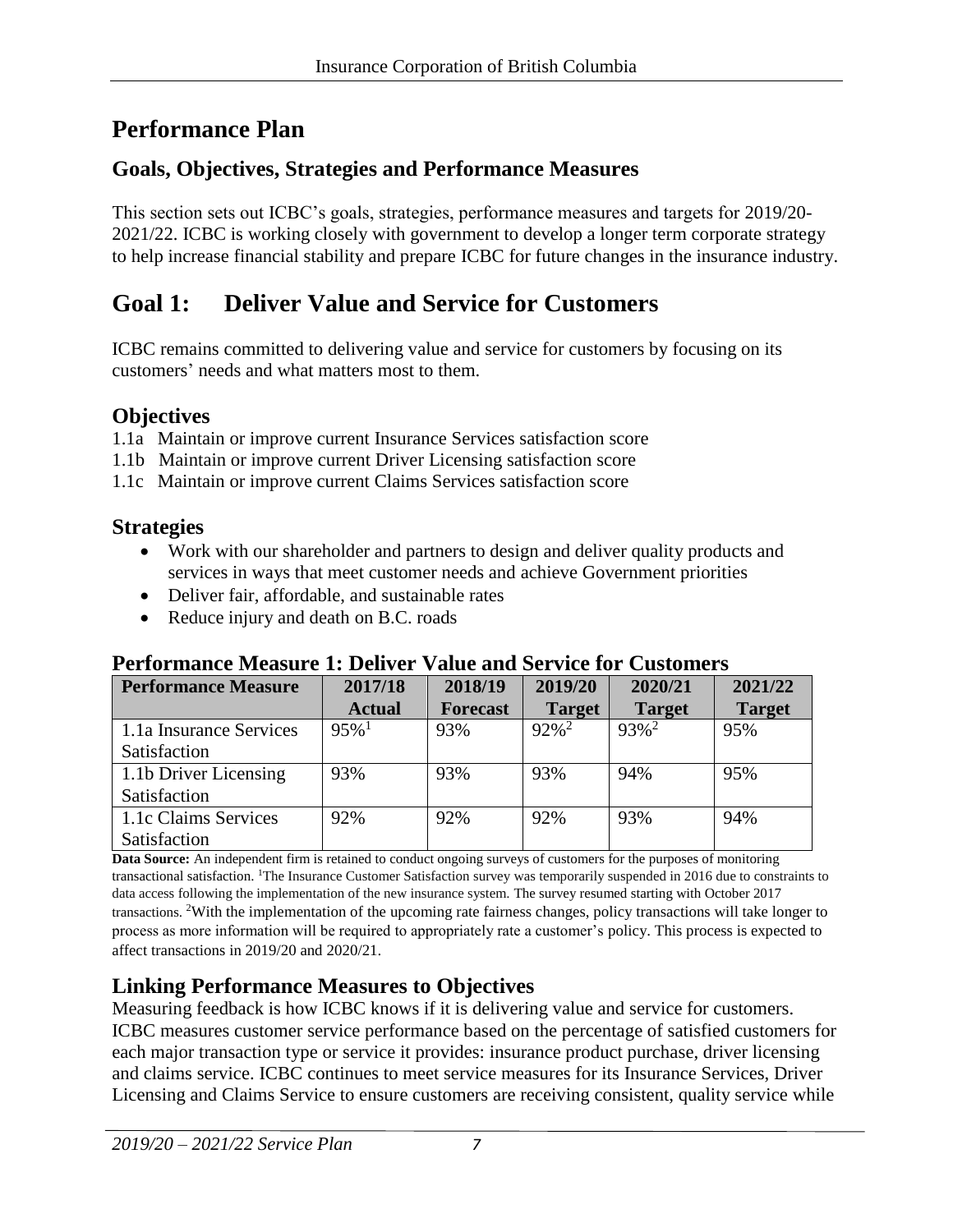# Performance Plan

## Goals, Objectives, Strategies and Performance Measures

This section sets out ICBC's goals, strategies, performance measures and targets for 2019/20-2021/22. ICBC is working closely with government to develop a longer term corporate strategy to help increase financial stability and prepare ICBC for future changes in the insurance industry.

# Goal 1: Deliver Value and Service for Customers

ICBC remains committed to delivering value and service for customers by focusing on its customers' needs and what matters most to them.

## Objectives

1.1a Maintain or improve current Insurance Services satisfaction score
1.1b Maintain or improve current Driver Licensing satisfaction score
1.1c Maintain or improve current Claims Services satisfaction score

## Strategies

- Work with our shareholder and partners to design and deliver quality products and services in ways that meet customer needs and achieve Government priorities
- Deliver fair, affordable, and sustainable rates
- Reduce injury and death on B.C. roads

## Performance Measure 1: Deliver Value and Service for Customers

| Performance Measure | 2017/18 Actual | 2018/19 Forecast | 2019/20 Target | 2020/21 Target | 2021/22 Target |
|---|---|---|---|---|---|
| 1.1a Insurance Services Satisfaction | 95%[1] | 93% | 92%[2] | 93%[2] | 95% |
| 1.1b Driver Licensing Satisfaction | 93% | 93% | 93% | 94% | 95% |
| 1.1c Claims Services Satisfaction | 92% | 92% | 92% | 93% | 94% |

**Data Source:** An independent firm is retained to conduct ongoing surveys of customers for the purposes of monitoring transactional satisfaction. [1]The Insurance Customer Satisfaction survey was temporarily suspended in 2016 due to constraints to data access following the implementation of the new insurance system. The survey resumed starting with October 2017 transactions. [2]With the implementation of the upcoming rate fairness changes, policy transactions will take longer to process as more information will be required to appropriately rate a customer's policy. This process is expected to affect transactions in 2019/20 and 2020/21.

## Linking Performance Measures to Objectives

Measuring feedback is how ICBC knows if it is delivering value and service for customers. ICBC measures customer service performance based on the percentage of satisfied customers for each major transaction type or service it provides: insurance product purchase, driver licensing and claims service. ICBC continues to meet service measures for its Insurance Services, Driver Licensing and Claims Service to ensure customers are receiving consistent, quality service while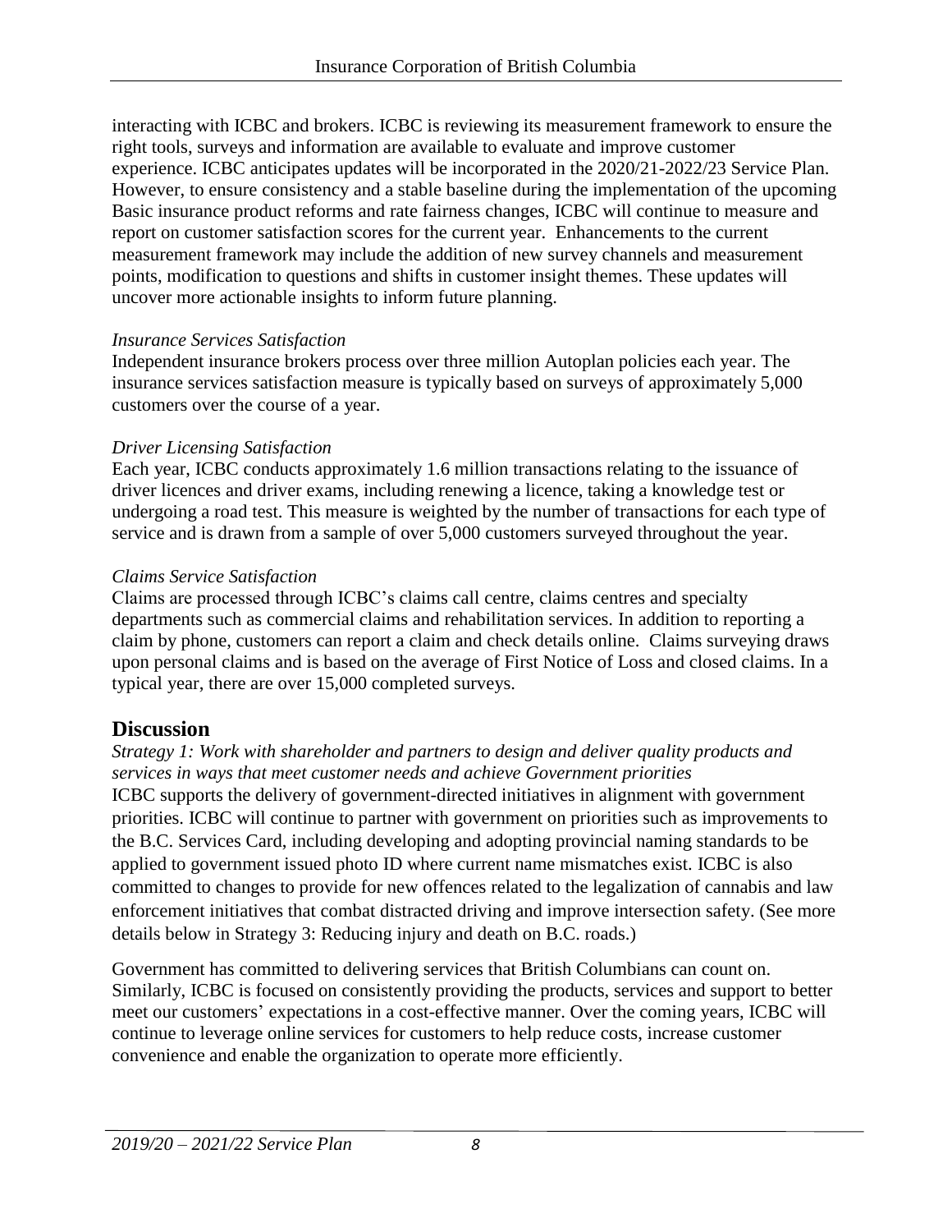interacting with ICBC and brokers. ICBC is reviewing its measurement framework to ensure the right tools, surveys and information are available to evaluate and improve customer experience. ICBC anticipates updates will be incorporated in the 2020/21-2022/23 Service Plan. However, to ensure consistency and a stable baseline during the implementation of the upcoming Basic insurance product reforms and rate fairness changes, ICBC will continue to measure and report on customer satisfaction scores for the current year. Enhancements to the current measurement framework may include the addition of new survey channels and measurement points, modification to questions and shifts in customer insight themes. These updates will uncover more actionable insights to inform future planning.

*Insurance Services Satisfaction*

Independent insurance brokers process over three million Autoplan policies each year. The insurance services satisfaction measure is typically based on surveys of approximately 5,000 customers over the course of a year.

*Driver Licensing Satisfaction*

Each year, ICBC conducts approximately 1.6 million transactions relating to the issuance of driver licences and driver exams, including renewing a licence, taking a knowledge test or undergoing a road test. This measure is weighted by the number of transactions for each type of service and is drawn from a sample of over 5,000 customers surveyed throughout the year.

*Claims Service Satisfaction*

Claims are processed through ICBC's claims call centre, claims centres and specialty departments such as commercial claims and rehabilitation services. In addition to reporting a claim by phone, customers can report a claim and check details online. Claims surveying draws upon personal claims and is based on the average of First Notice of Loss and closed claims. In a typical year, there are over 15,000 completed surveys.

## Discussion

*Strategy 1: Work with shareholder and partners to design and deliver quality products and services in ways that meet customer needs and achieve Government priorities*

ICBC supports the delivery of government-directed initiatives in alignment with government priorities. ICBC will continue to partner with government on priorities such as improvements to the B.C. Services Card, including developing and adopting provincial naming standards to be applied to government issued photo ID where current name mismatches exist. ICBC is also committed to changes to provide for new offences related to the legalization of cannabis and law enforcement initiatives that combat distracted driving and improve intersection safety. (See more details below in Strategy 3: Reducing injury and death on B.C. roads.)

Government has committed to delivering services that British Columbians can count on. Similarly, ICBC is focused on consistently providing the products, services and support to better meet our customers' expectations in a cost-effective manner. Over the coming years, ICBC will continue to leverage online services for customers to help reduce costs, increase customer convenience and enable the organization to operate more efficiently.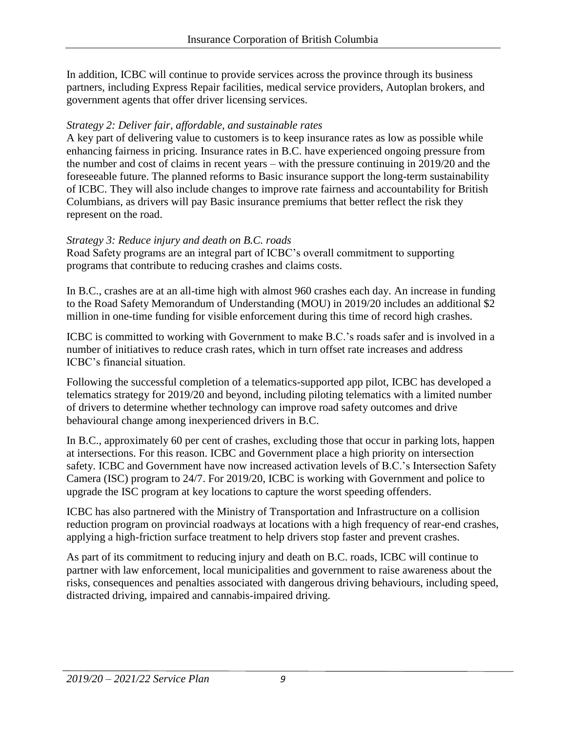In addition, ICBC will continue to provide services across the province through its business partners, including Express Repair facilities, medical service providers, Autoplan brokers, and government agents that offer driver licensing services.

*Strategy 2: Deliver fair, affordable, and sustainable rates*

A key part of delivering value to customers is to keep insurance rates as low as possible while enhancing fairness in pricing. Insurance rates in B.C. have experienced ongoing pressure from the number and cost of claims in recent years – with the pressure continuing in 2019/20 and the foreseeable future. The planned reforms to Basic insurance support the long-term sustainability of ICBC. They will also include changes to improve rate fairness and accountability for British Columbians, as drivers will pay Basic insurance premiums that better reflect the risk they represent on the road.

*Strategy 3: Reduce injury and death on B.C. roads*

Road Safety programs are an integral part of ICBC's overall commitment to supporting programs that contribute to reducing crashes and claims costs.

In B.C., crashes are at an all-time high with almost 960 crashes each day. An increase in funding to the Road Safety Memorandum of Understanding (MOU) in 2019/20 includes an additional $2 million in one-time funding for visible enforcement during this time of record high crashes.

ICBC is committed to working with Government to make B.C.'s roads safer and is involved in a number of initiatives to reduce crash rates, which in turn offset rate increases and address ICBC's financial situation.

Following the successful completion of a telematics-supported app pilot, ICBC has developed a telematics strategy for 2019/20 and beyond, including piloting telematics with a limited number of drivers to determine whether technology can improve road safety outcomes and drive behavioural change among inexperienced drivers in B.C.

In B.C., approximately 60 per cent of crashes, excluding those that occur in parking lots, happen at intersections. For this reason. ICBC and Government place a high priority on intersection safety. ICBC and Government have now increased activation levels of B.C.'s Intersection Safety Camera (ISC) program to 24/7. For 2019/20, ICBC is working with Government and police to upgrade the ISC program at key locations to capture the worst speeding offenders.

ICBC has also partnered with the Ministry of Transportation and Infrastructure on a collision reduction program on provincial roadways at locations with a high frequency of rear-end crashes, applying a high-friction surface treatment to help drivers stop faster and prevent crashes.

As part of its commitment to reducing injury and death on B.C. roads, ICBC will continue to partner with law enforcement, local municipalities and government to raise awareness about the risks, consequences and penalties associated with dangerous driving behaviours, including speed, distracted driving, impaired and cannabis-impaired driving.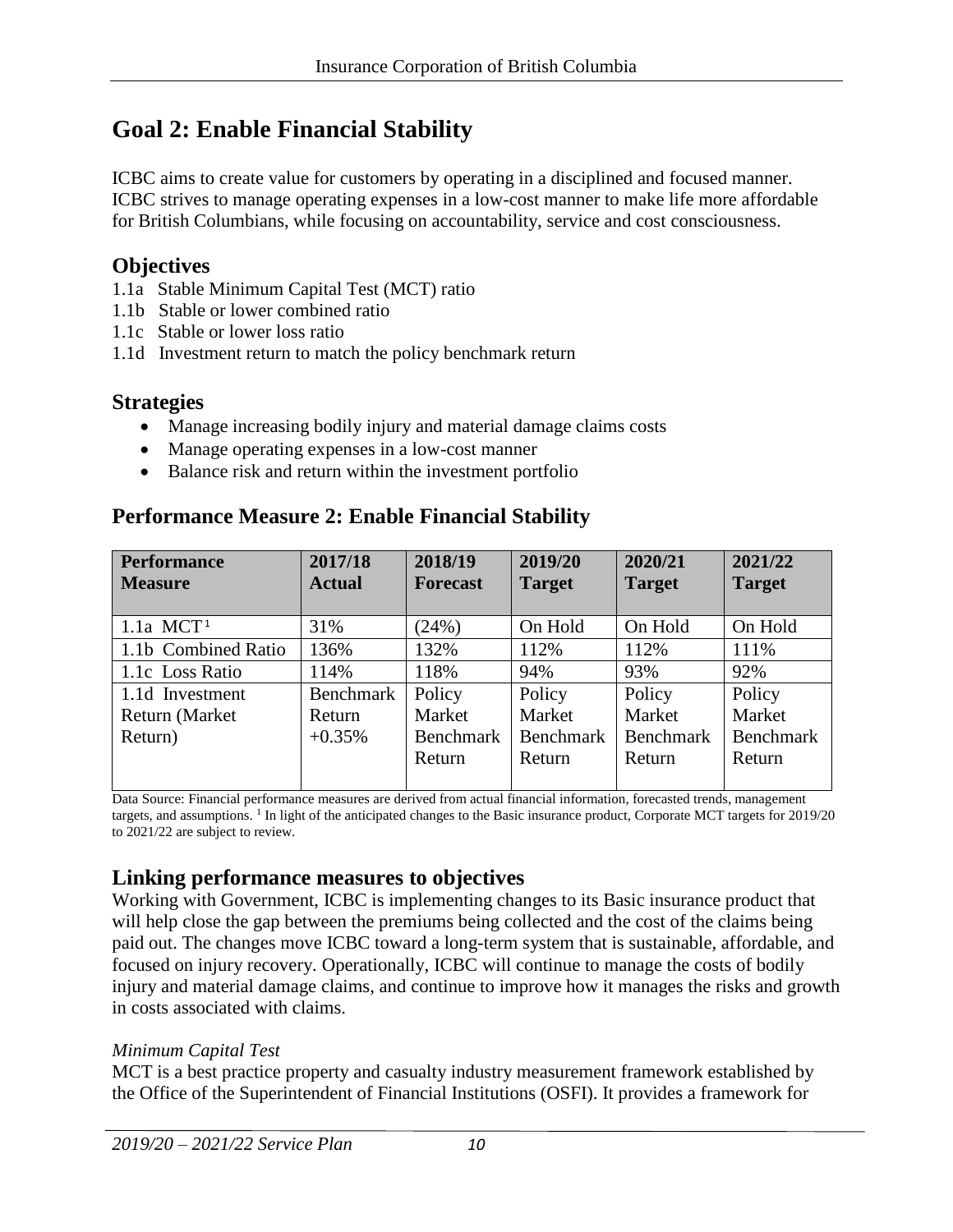## Goal 2: Enable Financial Stability

ICBC aims to create value for customers by operating in a disciplined and focused manner. ICBC strives to manage operating expenses in a low-cost manner to make life more affordable for British Columbians, while focusing on accountability, service and cost consciousness.

### Objectives

1.1a Stable Minimum Capital Test (MCT) ratio
1.1b Stable or lower combined ratio
1.1c Stable or lower loss ratio
1.1d Investment return to match the policy benchmark return

### Strategies

- Manage increasing bodily injury and material damage claims costs
- Manage operating expenses in a low-cost manner
- Balance risk and return within the investment portfolio

### Performance Measure 2: Enable Financial Stability

| Performance Measure | 2017/18 Actual | 2018/19 Forecast | 2019/20 Target | 2020/21 Target | 2021/22 Target |
|---|---|---|---|---|---|
| 1.1a MCT[1] | 31% | (24%) | On Hold | On Hold | On Hold |
| 1.1b Combined Ratio | 136% | 132% | 112% | 112% | 111% |
| 1.1c Loss Ratio | 114% | 118% | 94% | 93% | 92% |
| 1.1d Investment Return (Market Return) | Benchmark Return +0.35% | Policy Market Benchmark Return | Policy Market Benchmark Return | Policy Market Benchmark Return | Policy Market Benchmark Return |

Data Source: Financial performance measures are derived from actual financial information, forecasted trends, management targets, and assumptions. [1] In light of the anticipated changes to the Basic insurance product, Corporate MCT targets for 2019/20 to 2021/22 are subject to review.

### Linking performance measures to objectives

Working with Government, ICBC is implementing changes to its Basic insurance product that will help close the gap between the premiums being collected and the cost of the claims being paid out. The changes move ICBC toward a long-term system that is sustainable, affordable, and focused on injury recovery. Operationally, ICBC will continue to manage the costs of bodily injury and material damage claims, and continue to improve how it manages the risks and growth in costs associated with claims.

*Minimum Capital Test*

MCT is a best practice property and casualty industry measurement framework established by the Office of the Superintendent of Financial Institutions (OSFI). It provides a framework for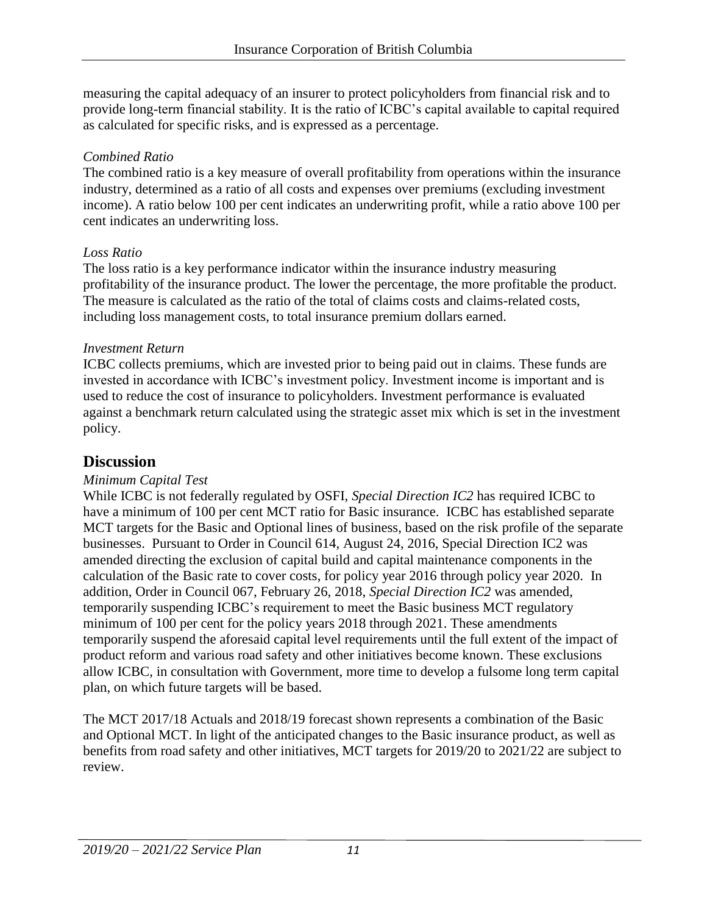measuring the capital adequacy of an insurer to protect policyholders from financial risk and to provide long-term financial stability. It is the ratio of ICBC's capital available to capital required as calculated for specific risks, and is expressed as a percentage.

*Combined Ratio*

The combined ratio is a key measure of overall profitability from operations within the insurance industry, determined as a ratio of all costs and expenses over premiums (excluding investment income). A ratio below 100 per cent indicates an underwriting profit, while a ratio above 100 per cent indicates an underwriting loss.

*Loss Ratio*

The loss ratio is a key performance indicator within the insurance industry measuring profitability of the insurance product. The lower the percentage, the more profitable the product. The measure is calculated as the ratio of the total of claims costs and claims-related costs, including loss management costs, to total insurance premium dollars earned.

*Investment Return*

ICBC collects premiums, which are invested prior to being paid out in claims. These funds are invested in accordance with ICBC's investment policy. Investment income is important and is used to reduce the cost of insurance to policyholders. Investment performance is evaluated against a benchmark return calculated using the strategic asset mix which is set in the investment policy.

## Discussion

*Minimum Capital Test*

While ICBC is not federally regulated by OSFI, *Special Direction IC2* has required ICBC to have a minimum of 100 per cent MCT ratio for Basic insurance. ICBC has established separate MCT targets for the Basic and Optional lines of business, based on the risk profile of the separate businesses. Pursuant to Order in Council 614, August 24, 2016, Special Direction IC2 was amended directing the exclusion of capital build and capital maintenance components in the calculation of the Basic rate to cover costs, for policy year 2016 through policy year 2020. In addition, Order in Council 067, February 26, 2018, *Special Direction IC2* was amended, temporarily suspending ICBC's requirement to meet the Basic business MCT regulatory minimum of 100 per cent for the policy years 2018 through 2021. These amendments temporarily suspend the aforesaid capital level requirements until the full extent of the impact of product reform and various road safety and other initiatives become known. These exclusions allow ICBC, in consultation with Government, more time to develop a fulsome long term capital plan, on which future targets will be based.

The MCT 2017/18 Actuals and 2018/19 forecast shown represents a combination of the Basic and Optional MCT. In light of the anticipated changes to the Basic insurance product, as well as benefits from road safety and other initiatives, MCT targets for 2019/20 to 2021/22 are subject to review.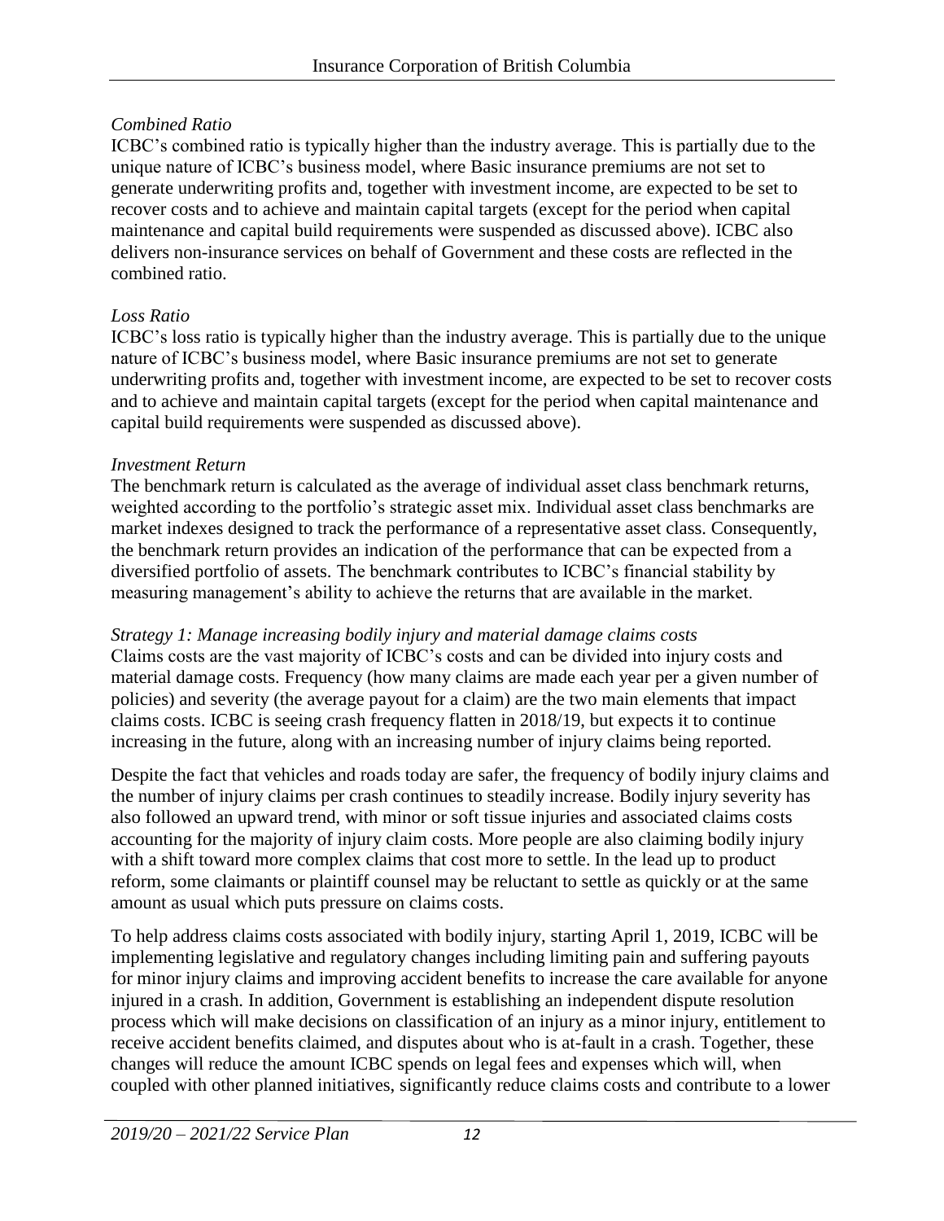*Combined Ratio*

ICBC's combined ratio is typically higher than the industry average. This is partially due to the unique nature of ICBC's business model, where Basic insurance premiums are not set to generate underwriting profits and, together with investment income, are expected to be set to recover costs and to achieve and maintain capital targets (except for the period when capital maintenance and capital build requirements were suspended as discussed above). ICBC also delivers non-insurance services on behalf of Government and these costs are reflected in the combined ratio.

*Loss Ratio*

ICBC's loss ratio is typically higher than the industry average. This is partially due to the unique nature of ICBC's business model, where Basic insurance premiums are not set to generate underwriting profits and, together with investment income, are expected to be set to recover costs and to achieve and maintain capital targets (except for the period when capital maintenance and capital build requirements were suspended as discussed above).

*Investment Return*

The benchmark return is calculated as the average of individual asset class benchmark returns, weighted according to the portfolio's strategic asset mix. Individual asset class benchmarks are market indexes designed to track the performance of a representative asset class. Consequently, the benchmark return provides an indication of the performance that can be expected from a diversified portfolio of assets. The benchmark contributes to ICBC's financial stability by measuring management's ability to achieve the returns that are available in the market.

*Strategy 1: Manage increasing bodily injury and material damage claims costs*

Claims costs are the vast majority of ICBC's costs and can be divided into injury costs and material damage costs. Frequency (how many claims are made each year per a given number of policies) and severity (the average payout for a claim) are the two main elements that impact claims costs. ICBC is seeing crash frequency flatten in 2018/19, but expects it to continue increasing in the future, along with an increasing number of injury claims being reported.

Despite the fact that vehicles and roads today are safer, the frequency of bodily injury claims and the number of injury claims per crash continues to steadily increase. Bodily injury severity has also followed an upward trend, with minor or soft tissue injuries and associated claims costs accounting for the majority of injury claim costs. More people are also claiming bodily injury with a shift toward more complex claims that cost more to settle. In the lead up to product reform, some claimants or plaintiff counsel may be reluctant to settle as quickly or at the same amount as usual which puts pressure on claims costs.

To help address claims costs associated with bodily injury, starting April 1, 2019, ICBC will be implementing legislative and regulatory changes including limiting pain and suffering payouts for minor injury claims and improving accident benefits to increase the care available for anyone injured in a crash. In addition, Government is establishing an independent dispute resolution process which will make decisions on classification of an injury as a minor injury, entitlement to receive accident benefits claimed, and disputes about who is at-fault in a crash. Together, these changes will reduce the amount ICBC spends on legal fees and expenses which will, when coupled with other planned initiatives, significantly reduce claims costs and contribute to a lower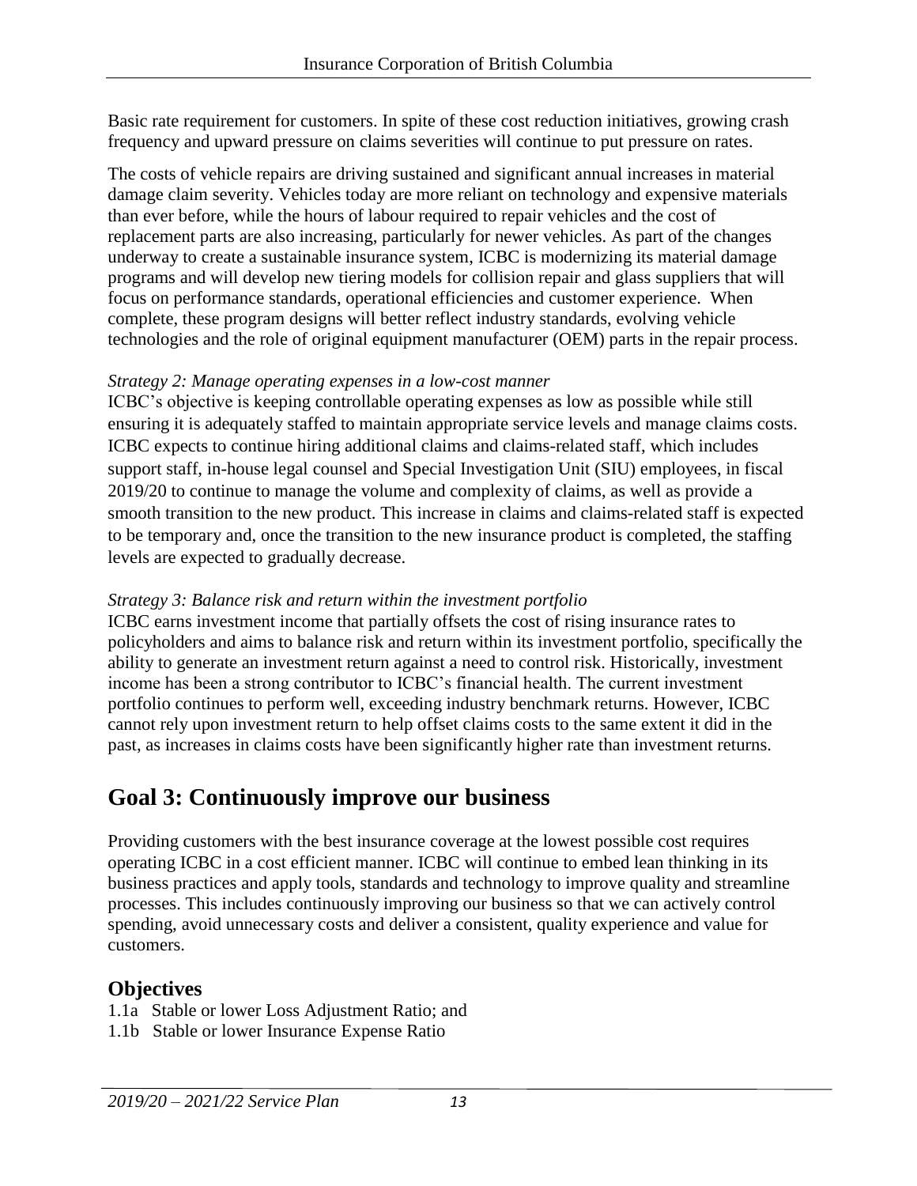Basic rate requirement for customers. In spite of these cost reduction initiatives, growing crash frequency and upward pressure on claims severities will continue to put pressure on rates.

The costs of vehicle repairs are driving sustained and significant annual increases in material damage claim severity. Vehicles today are more reliant on technology and expensive materials than ever before, while the hours of labour required to repair vehicles and the cost of replacement parts are also increasing, particularly for newer vehicles. As part of the changes underway to create a sustainable insurance system, ICBC is modernizing its material damage programs and will develop new tiering models for collision repair and glass suppliers that will focus on performance standards, operational efficiencies and customer experience. When complete, these program designs will better reflect industry standards, evolving vehicle technologies and the role of original equipment manufacturer (OEM) parts in the repair process.

*Strategy 2: Manage operating expenses in a low-cost manner*

ICBC's objective is keeping controllable operating expenses as low as possible while still ensuring it is adequately staffed to maintain appropriate service levels and manage claims costs. ICBC expects to continue hiring additional claims and claims-related staff, which includes support staff, in-house legal counsel and Special Investigation Unit (SIU) employees, in fiscal 2019/20 to continue to manage the volume and complexity of claims, as well as provide a smooth transition to the new product. This increase in claims and claims-related staff is expected to be temporary and, once the transition to the new insurance product is completed, the staffing levels are expected to gradually decrease.

*Strategy 3: Balance risk and return within the investment portfolio*

ICBC earns investment income that partially offsets the cost of rising insurance rates to policyholders and aims to balance risk and return within its investment portfolio, specifically the ability to generate an investment return against a need to control risk. Historically, investment income has been a strong contributor to ICBC's financial health. The current investment portfolio continues to perform well, exceeding industry benchmark returns. However, ICBC cannot rely upon investment return to help offset claims costs to the same extent it did in the past, as increases in claims costs have been significantly higher rate than investment returns.

# Goal 3: Continuously improve our business

Providing customers with the best insurance coverage at the lowest possible cost requires operating ICBC in a cost efficient manner. ICBC will continue to embed lean thinking in its business practices and apply tools, standards and technology to improve quality and streamline processes. This includes continuously improving our business so that we can actively control spending, avoid unnecessary costs and deliver a consistent, quality experience and value for customers.

## Objectives

1.1a Stable or lower Loss Adjustment Ratio; and
1.1b Stable or lower Insurance Expense Ratio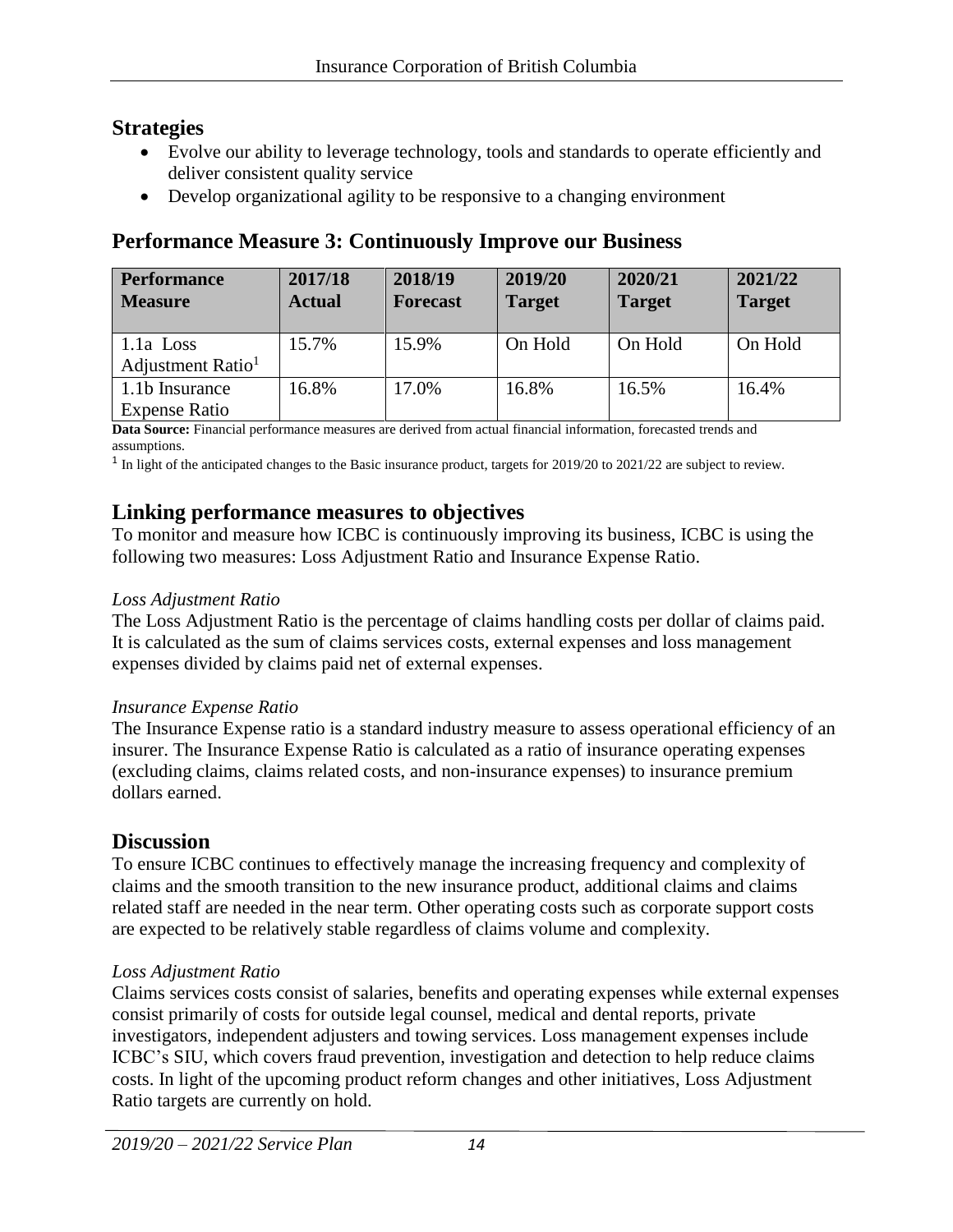## Strategies

- Evolve our ability to leverage technology, tools and standards to operate efficiently and deliver consistent quality service
- Develop organizational agility to be responsive to a changing environment

## Performance Measure 3: Continuously Improve our Business

| Performance Measure | 2017/18 Actual | 2018/19 Forecast | 2019/20 Target | 2020/21 Target | 2021/22 Target |
|---|---|---|---|---|---|
| 1.1a Loss Adjustment Ratio[1] | 15.7% | 15.9% | On Hold | On Hold | On Hold |
| 1.1b Insurance Expense Ratio | 16.8% | 17.0% | 16.8% | 16.5% | 16.4% |

**Data Source:** Financial performance measures are derived from actual financial information, forecasted trends and assumptions.

[1] In light of the anticipated changes to the Basic insurance product, targets for 2019/20 to 2021/22 are subject to review.

## Linking performance measures to objectives

To monitor and measure how ICBC is continuously improving its business, ICBC is using the following two measures: Loss Adjustment Ratio and Insurance Expense Ratio.

*Loss Adjustment Ratio*

The Loss Adjustment Ratio is the percentage of claims handling costs per dollar of claims paid. It is calculated as the sum of claims services costs, external expenses and loss management expenses divided by claims paid net of external expenses.

*Insurance Expense Ratio*

The Insurance Expense ratio is a standard industry measure to assess operational efficiency of an insurer. The Insurance Expense Ratio is calculated as a ratio of insurance operating expenses (excluding claims, claims related costs, and non-insurance expenses) to insurance premium dollars earned.

## Discussion

To ensure ICBC continues to effectively manage the increasing frequency and complexity of claims and the smooth transition to the new insurance product, additional claims and claims related staff are needed in the near term. Other operating costs such as corporate support costs are expected to be relatively stable regardless of claims volume and complexity.

*Loss Adjustment Ratio*

Claims services costs consist of salaries, benefits and operating expenses while external expenses consist primarily of costs for outside legal counsel, medical and dental reports, private investigators, independent adjusters and towing services. Loss management expenses include ICBC's SIU, which covers fraud prevention, investigation and detection to help reduce claims costs. In light of the upcoming product reform changes and other initiatives, Loss Adjustment Ratio targets are currently on hold.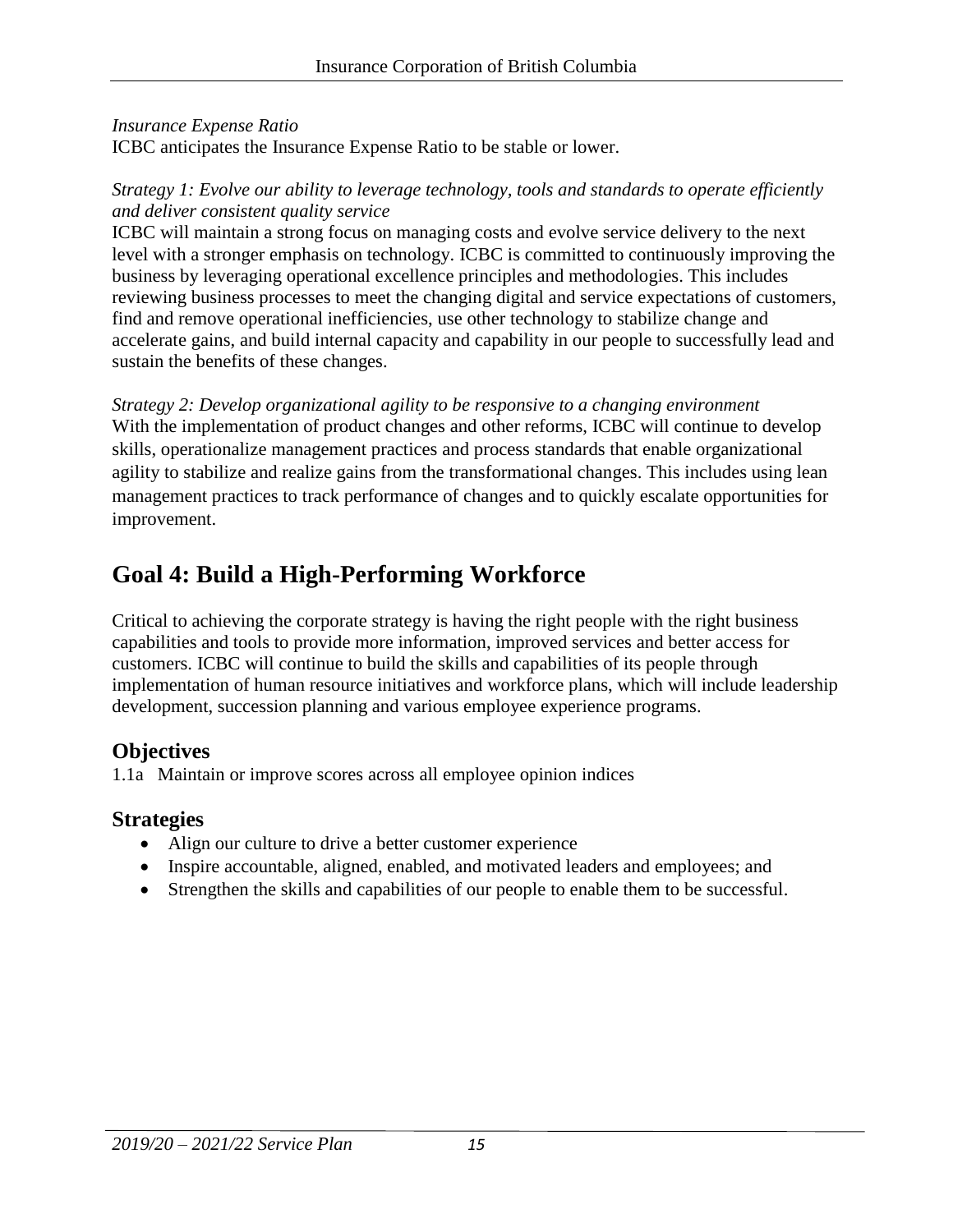*Insurance Expense Ratio*
ICBC anticipates the Insurance Expense Ratio to be stable or lower.

*Strategy 1: Evolve our ability to leverage technology, tools and standards to operate efficiently and deliver consistent quality service*
ICBC will maintain a strong focus on managing costs and evolve service delivery to the next level with a stronger emphasis on technology. ICBC is committed to continuously improving the business by leveraging operational excellence principles and methodologies. This includes reviewing business processes to meet the changing digital and service expectations of customers, find and remove operational inefficiencies, use other technology to stabilize change and accelerate gains, and build internal capacity and capability in our people to successfully lead and sustain the benefits of these changes.

*Strategy 2: Develop organizational agility to be responsive to a changing environment*
With the implementation of product changes and other reforms, ICBC will continue to develop skills, operationalize management practices and process standards that enable organizational agility to stabilize and realize gains from the transformational changes. This includes using lean management practices to track performance of changes and to quickly escalate opportunities for improvement.

## Goal 4: Build a High-Performing Workforce

Critical to achieving the corporate strategy is having the right people with the right business capabilities and tools to provide more information, improved services and better access for customers. ICBC will continue to build the skills and capabilities of its people through implementation of human resource initiatives and workforce plans, which will include leadership development, succession planning and various employee experience programs.

### Objectives

1.1a Maintain or improve scores across all employee opinion indices

### Strategies

- Align our culture to drive a better customer experience
- Inspire accountable, aligned, enabled, and motivated leaders and employees; and
- Strengthen the skills and capabilities of our people to enable them to be successful.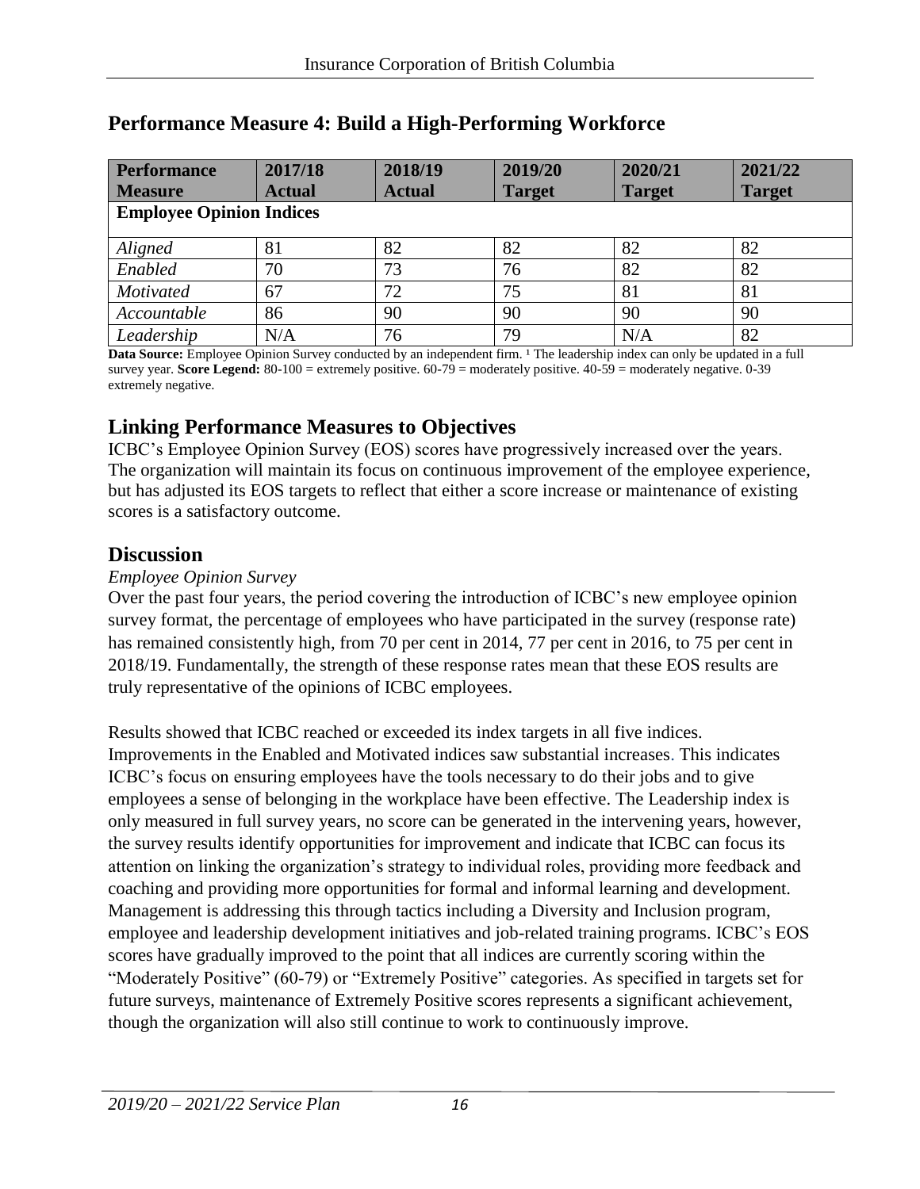## Performance Measure 4: Build a High-Performing Workforce

| Performance Measure | 2017/18 Actual | 2018/19 Actual | 2019/20 Target | 2020/21 Target | 2021/22 Target |
|---|---|---|---|---|---|
| **Employee Opinion Indices** | | | | | |
| *Aligned* | 81 | 82 | 82 | 82 | 82 |
| *Enabled* | 70 | 73 | 76 | 82 | 82 |
| *Motivated* | 67 | 72 | 75 | 81 | 81 |
| *Accountable* | 86 | 90 | 90 | 90 | 90 |
| *Leadership* | N/A | 76 | 79 | N/A | 82 |

**Data Source:** Employee Opinion Survey conducted by an independent firm. [1] The leadership index can only be updated in a full survey year. **Score Legend:** 80-100 = extremely positive. 60-79 = moderately positive. 40-59 = moderately negative. 0-39 extremely negative.

## Linking Performance Measures to Objectives

ICBC's Employee Opinion Survey (EOS) scores have progressively increased over the years. The organization will maintain its focus on continuous improvement of the employee experience, but has adjusted its EOS targets to reflect that either a score increase or maintenance of existing scores is a satisfactory outcome.

## Discussion

*Employee Opinion Survey*

Over the past four years, the period covering the introduction of ICBC's new employee opinion survey format, the percentage of employees who have participated in the survey (response rate) has remained consistently high, from 70 per cent in 2014, 77 per cent in 2016, to 75 per cent in 2018/19. Fundamentally, the strength of these response rates mean that these EOS results are truly representative of the opinions of ICBC employees.

Results showed that ICBC reached or exceeded its index targets in all five indices. Improvements in the Enabled and Motivated indices saw substantial increases. This indicates ICBC's focus on ensuring employees have the tools necessary to do their jobs and to give employees a sense of belonging in the workplace have been effective. The Leadership index is only measured in full survey years, no score can be generated in the intervening years, however, the survey results identify opportunities for improvement and indicate that ICBC can focus its attention on linking the organization's strategy to individual roles, providing more feedback and coaching and providing more opportunities for formal and informal learning and development. Management is addressing this through tactics including a Diversity and Inclusion program, employee and leadership development initiatives and job-related training programs. ICBC's EOS scores have gradually improved to the point that all indices are currently scoring within the "Moderately Positive" (60-79) or "Extremely Positive" categories. As specified in targets set for future surveys, maintenance of Extremely Positive scores represents a significant achievement, though the organization will also still continue to work to continuously improve.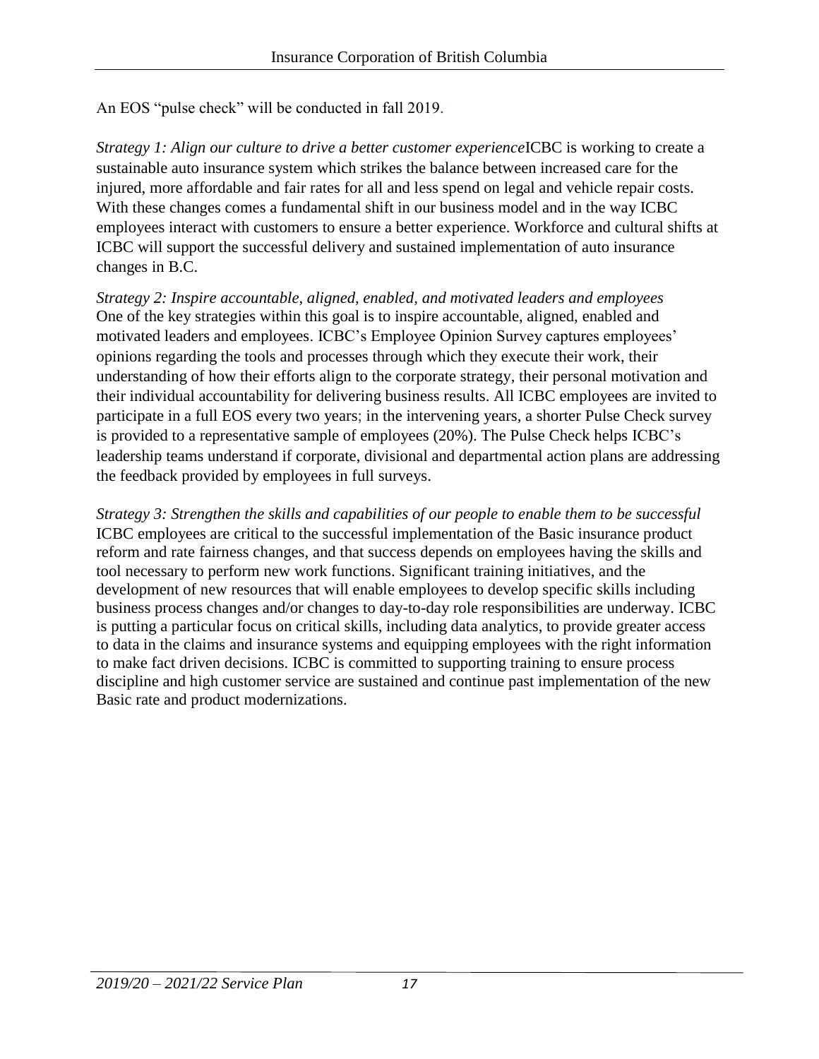An EOS "pulse check" will be conducted in fall 2019.

*Strategy 1: Align our culture to drive a better customer experience*ICBC is working to create a sustainable auto insurance system which strikes the balance between increased care for the injured, more affordable and fair rates for all and less spend on legal and vehicle repair costs. With these changes comes a fundamental shift in our business model and in the way ICBC employees interact with customers to ensure a better experience. Workforce and cultural shifts at ICBC will support the successful delivery and sustained implementation of auto insurance changes in B.C.

*Strategy 2: Inspire accountable, aligned, enabled, and motivated leaders and employees*
One of the key strategies within this goal is to inspire accountable, aligned, enabled and motivated leaders and employees. ICBC's Employee Opinion Survey captures employees' opinions regarding the tools and processes through which they execute their work, their understanding of how their efforts align to the corporate strategy, their personal motivation and their individual accountability for delivering business results. All ICBC employees are invited to participate in a full EOS every two years; in the intervening years, a shorter Pulse Check survey is provided to a representative sample of employees (20%). The Pulse Check helps ICBC's leadership teams understand if corporate, divisional and departmental action plans are addressing the feedback provided by employees in full surveys.

*Strategy 3: Strengthen the skills and capabilities of our people to enable them to be successful*
ICBC employees are critical to the successful implementation of the Basic insurance product reform and rate fairness changes, and that success depends on employees having the skills and tool necessary to perform new work functions. Significant training initiatives, and the development of new resources that will enable employees to develop specific skills including business process changes and/or changes to day-to-day role responsibilities are underway. ICBC is putting a particular focus on critical skills, including data analytics, to provide greater access to data in the claims and insurance systems and equipping employees with the right information to make fact driven decisions. ICBC is committed to supporting training to ensure process discipline and high customer service are sustained and continue past implementation of the new Basic rate and product modernizations.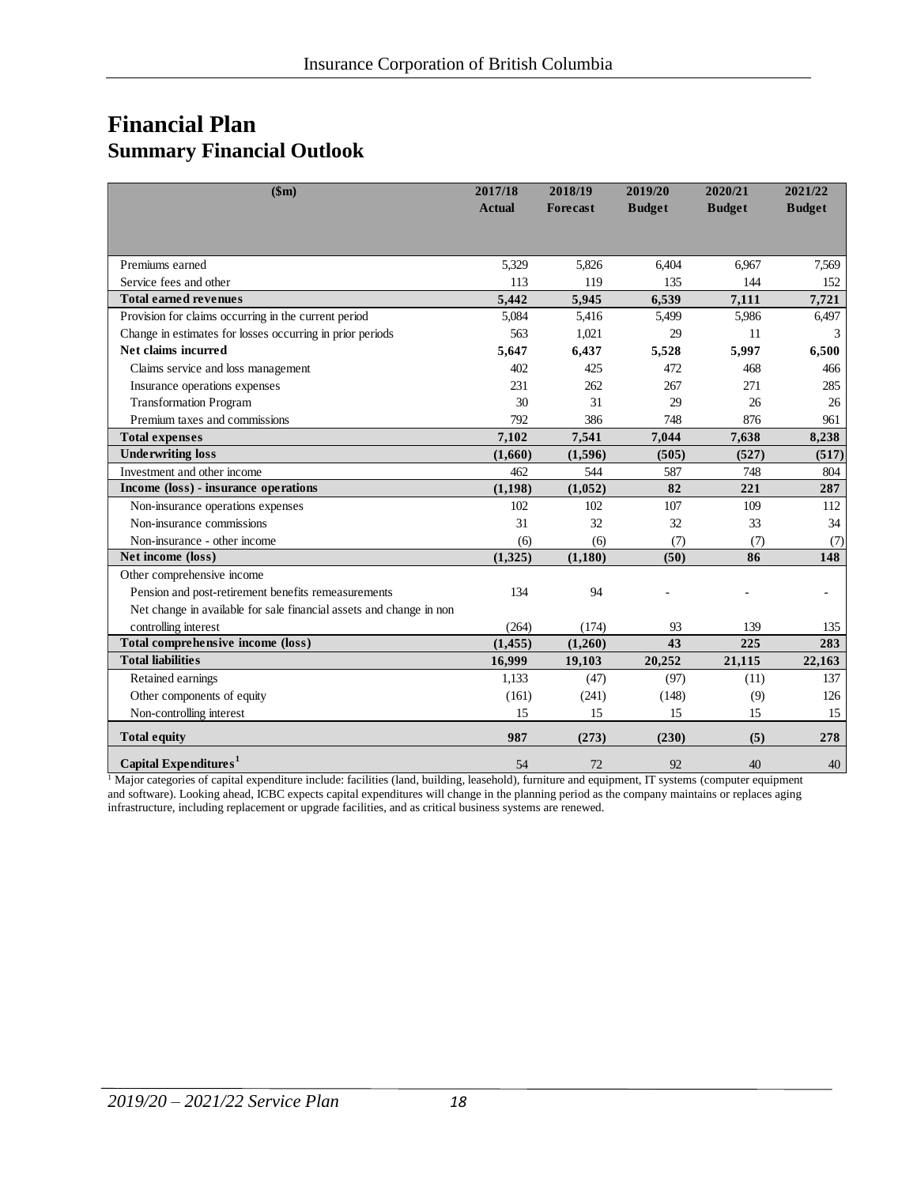# Financial Plan

## Summary Financial Outlook

| ($m) | 2017/18 Actual | 2018/19 Forecast | 2019/20 Budget | 2020/21 Budget | 2021/22 Budget |
|---|---|---|---|---|---|
| Premiums earned | 5,329 | 5,826 | 6,404 | 6,967 | 7,569 |
| Service fees and other | 113 | 119 | 135 | 144 | 152 |
| **Total earned revenues** | **5,442** | **5,945** | **6,539** | **7,111** | **7,721** |
| Provision for claims occurring in the current period | 5,084 | 5,416 | 5,499 | 5,986 | 6,497 |
| Change in estimates for losses occurring in prior periods | 563 | 1,021 | 29 | 11 | 3 |
| **Net claims incurred** | **5,647** | **6,437** | **5,528** | **5,997** | **6,500** |
| Claims service and loss management | 402 | 425 | 472 | 468 | 466 |
| Insurance operations expenses | 231 | 262 | 267 | 271 | 285 |
| Transformation Program | 30 | 31 | 29 | 26 | 26 |
| Premium taxes and commissions | 792 | 386 | 748 | 876 | 961 |
| **Total expenses** | **7,102** | **7,541** | **7,044** | **7,638** | **8,238** |
| **Underwriting loss** | **(1,660)** | **(1,596)** | **(505)** | **(527)** | **(517)** |
| Investment and other income | 462 | 544 | 587 | 748 | 804 |
| **Income (loss) - insurance operations** | **(1,198)** | **(1,052)** | **82** | **221** | **287** |
| Non-insurance operations expenses | 102 | 102 | 107 | 109 | 112 |
| Non-insurance commissions | 31 | 32 | 32 | 33 | 34 |
| Non-insurance - other income | (6) | (6) | (7) | (7) | (7) |
| **Net income (loss)** | **(1,325)** | **(1,180)** | **(50)** | **86** | **148** |
| Other comprehensive income | | | | | |
| Pension and post-retirement benefits remeasurements | 134 | 94 | - | - | - |
| Net change in available for sale financial assets and change in non controlling interest | (264) | (174) | 93 | 139 | 135 |
| **Total comprehensive income (loss)** | **(1,455)** | **(1,260)** | **43** | **225** | **283** |
| **Total liabilities** | **16,999** | **19,103** | **20,252** | **21,115** | **22,163** |
| Retained earnings | 1,133 | (47) | (97) | (11) | 137 |
| Other components of equity | (161) | (241) | (148) | (9) | 126 |
| Non-controlling interest | 15 | 15 | 15 | 15 | 15 |
| **Total equity** | **987** | **(273)** | **(230)** | **(5)** | **278** |
| **Capital Expenditures[1]** | 54 | 72 | 92 | 40 | 40 |

[1] Major categories of capital expenditure include: facilities (land, building, leasehold), furniture and equipment, IT systems (computer equipment and software). Looking ahead, ICBC expects capital expenditures will change in the planning period as the company maintains or replaces aging infrastructure, including replacement or upgrade facilities, and as critical business systems are renewed.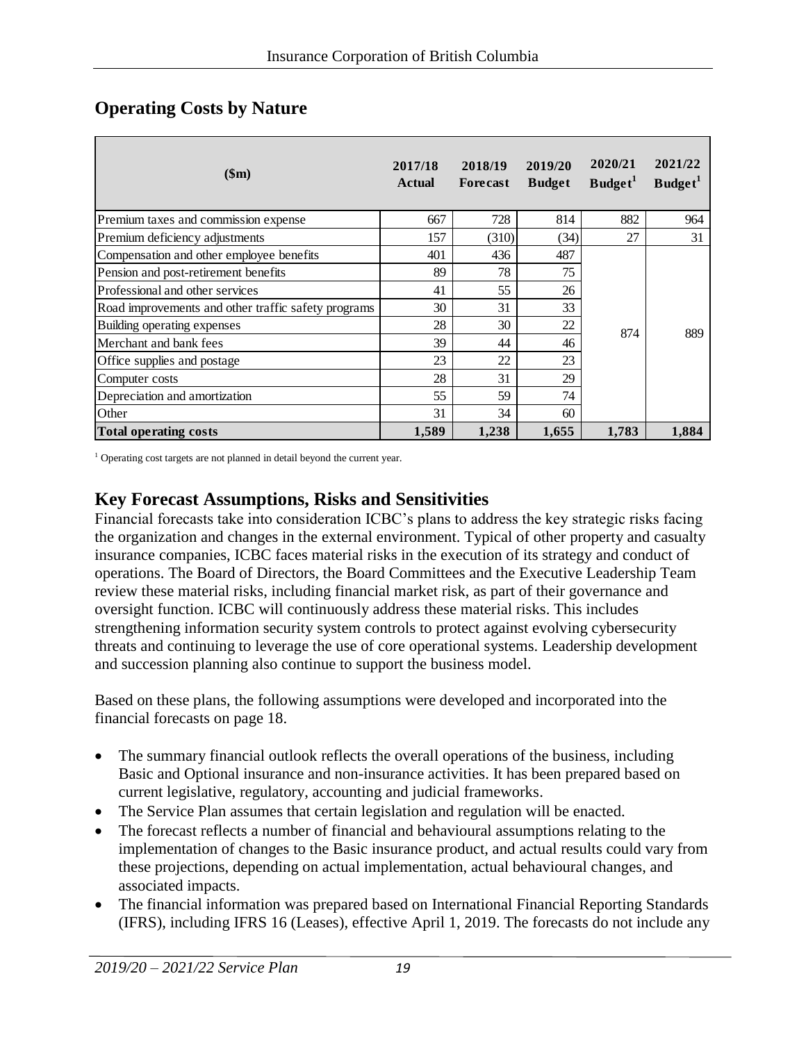## Operating Costs by Nature

| ($m) | 2017/18 Actual | 2018/19 Forecast | 2019/20 Budget | 2020/21 Budget[1] | 2021/22 Budget[1] |
|---|---|---|---|---|---|
| Premium taxes and commission expense | 667 | 728 | 814 | 882 | 964 |
| Premium deficiency adjustments | 157 | (310) | (34) | 27 | 31 |
| Compensation and other employee benefits | 401 | 436 | 487 | 874 | 889 |
| Pension and post-retirement benefits | 89 | 78 | 75 | | |
| Professional and other services | 41 | 55 | 26 | | |
| Road improvements and other traffic safety programs | 30 | 31 | 33 | | |
| Building operating expenses | 28 | 30 | 22 | | |
| Merchant and bank fees | 39 | 44 | 46 | | |
| Office supplies and postage | 23 | 22 | 23 | | |
| Computer costs | 28 | 31 | 29 | | |
| Depreciation and amortization | 55 | 59 | 74 | | |
| Other | 31 | 34 | 60 | | |
| **Total operating costs** | **1,589** | **1,238** | **1,655** | **1,783** | **1,884** |

[1] Operating cost targets are not planned in detail beyond the current year.

## Key Forecast Assumptions, Risks and Sensitivities

Financial forecasts take into consideration ICBC's plans to address the key strategic risks facing the organization and changes in the external environment. Typical of other property and casualty insurance companies, ICBC faces material risks in the execution of its strategy and conduct of operations. The Board of Directors, the Board Committees and the Executive Leadership Team review these material risks, including financial market risk, as part of their governance and oversight function. ICBC will continuously address these material risks. This includes strengthening information security system controls to protect against evolving cybersecurity threats and continuing to leverage the use of core operational systems. Leadership development and succession planning also continue to support the business model.

Based on these plans, the following assumptions were developed and incorporated into the financial forecasts on page 18.

- The summary financial outlook reflects the overall operations of the business, including Basic and Optional insurance and non-insurance activities. It has been prepared based on current legislative, regulatory, accounting and judicial frameworks.
- The Service Plan assumes that certain legislation and regulation will be enacted.
- The forecast reflects a number of financial and behavioural assumptions relating to the implementation of changes to the Basic insurance product, and actual results could vary from these projections, depending on actual implementation, actual behavioural changes, and associated impacts.
- The financial information was prepared based on International Financial Reporting Standards (IFRS), including IFRS 16 (Leases), effective April 1, 2019. The forecasts do not include any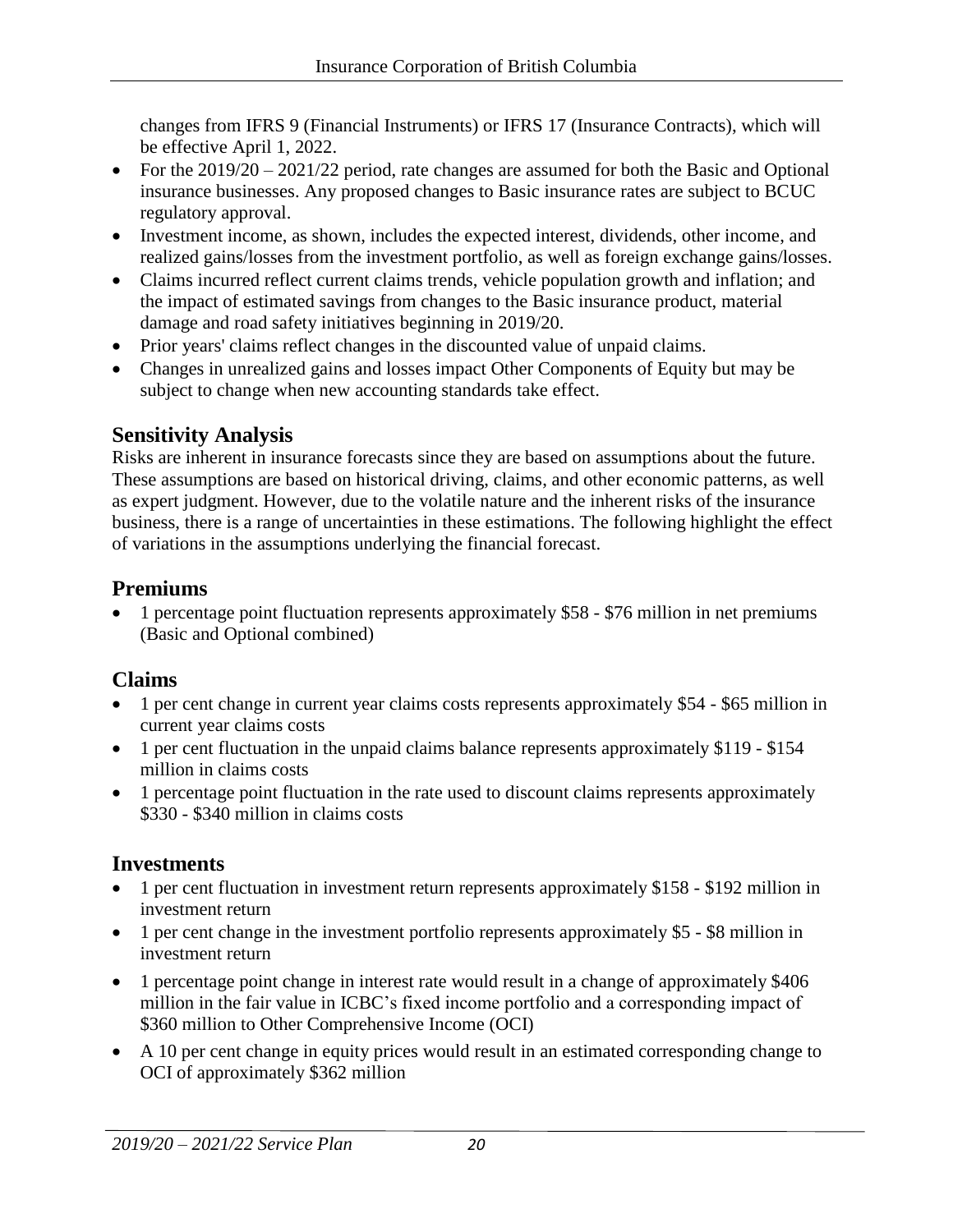changes from IFRS 9 (Financial Instruments) or IFRS 17 (Insurance Contracts), which will be effective April 1, 2022.

- For the 2019/20 – 2021/22 period, rate changes are assumed for both the Basic and Optional insurance businesses. Any proposed changes to Basic insurance rates are subject to BCUC regulatory approval.
- Investment income, as shown, includes the expected interest, dividends, other income, and realized gains/losses from the investment portfolio, as well as foreign exchange gains/losses.
- Claims incurred reflect current claims trends, vehicle population growth and inflation; and the impact of estimated savings from changes to the Basic insurance product, material damage and road safety initiatives beginning in 2019/20.
- Prior years' claims reflect changes in the discounted value of unpaid claims.
- Changes in unrealized gains and losses impact Other Components of Equity but may be subject to change when new accounting standards take effect.

### Sensitivity Analysis

Risks are inherent in insurance forecasts since they are based on assumptions about the future. These assumptions are based on historical driving, claims, and other economic patterns, as well as expert judgment. However, due to the volatile nature and the inherent risks of the insurance business, there is a range of uncertainties in these estimations. The following highlight the effect of variations in the assumptions underlying the financial forecast.

## Premiums

- 1 percentage point fluctuation represents approximately $58 - $76 million in net premiums (Basic and Optional combined)

## Claims

- 1 per cent change in current year claims costs represents approximately $54 - $65 million in current year claims costs
- 1 per cent fluctuation in the unpaid claims balance represents approximately $119 - $154 million in claims costs
- 1 percentage point fluctuation in the rate used to discount claims represents approximately $330 - $340 million in claims costs

## Investments

- 1 per cent fluctuation in investment return represents approximately $158 - $192 million in investment return
- 1 per cent change in the investment portfolio represents approximately $5 - $8 million in investment return
- 1 percentage point change in interest rate would result in a change of approximately $406 million in the fair value in ICBC's fixed income portfolio and a corresponding impact of $360 million to Other Comprehensive Income (OCI)
- A 10 per cent change in equity prices would result in an estimated corresponding change to OCI of approximately $362 million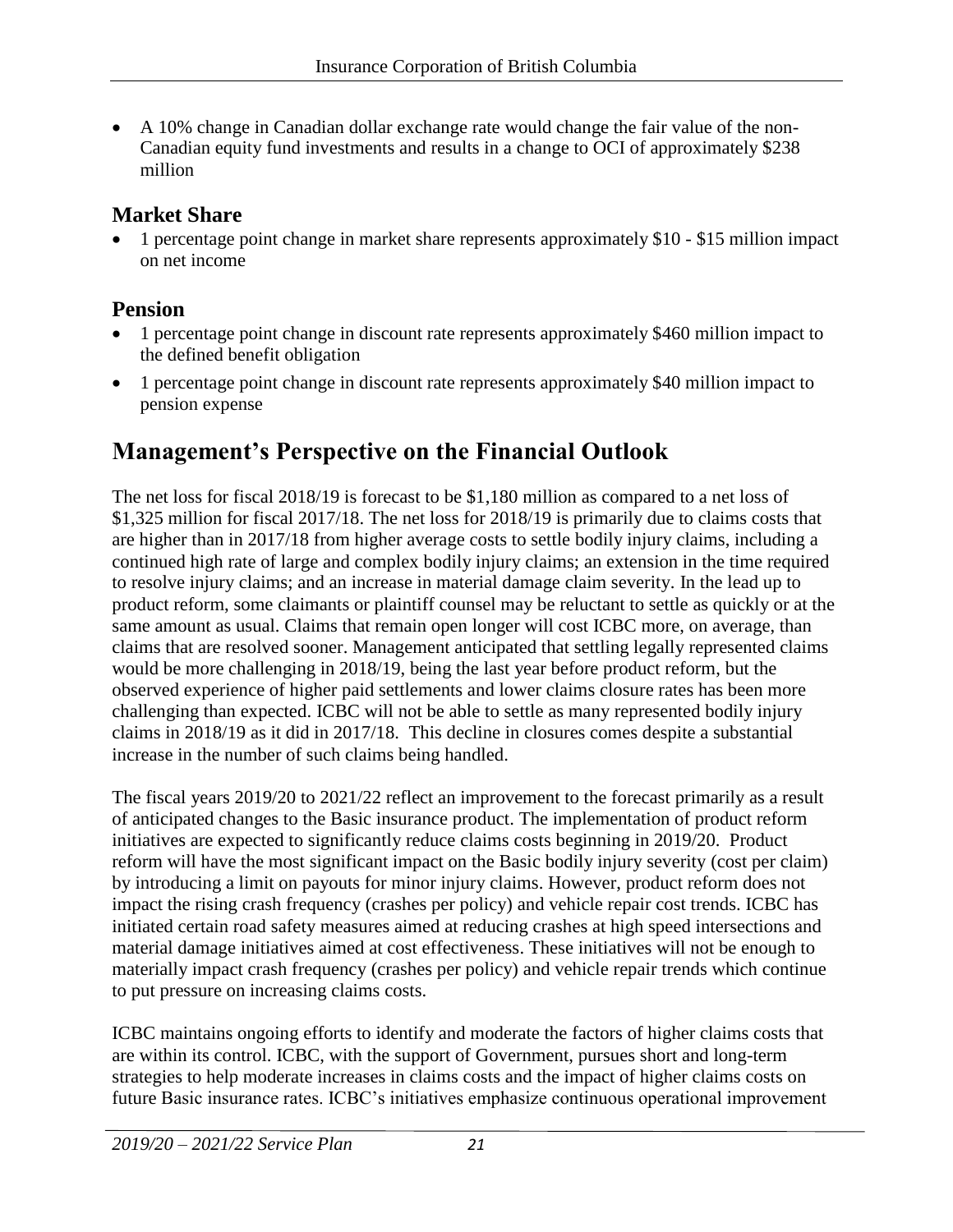- A 10% change in Canadian dollar exchange rate would change the fair value of the non-Canadian equity fund investments and results in a change to OCI of approximately $238 million

### Market Share

- 1 percentage point change in market share represents approximately $10 - $15 million impact on net income

### Pension

- 1 percentage point change in discount rate represents approximately $460 million impact to the defined benefit obligation
- 1 percentage point change in discount rate represents approximately $40 million impact to pension expense

## Management's Perspective on the Financial Outlook

The net loss for fiscal 2018/19 is forecast to be $1,180 million as compared to a net loss of $1,325 million for fiscal 2017/18. The net loss for 2018/19 is primarily due to claims costs that are higher than in 2017/18 from higher average costs to settle bodily injury claims, including a continued high rate of large and complex bodily injury claims; an extension in the time required to resolve injury claims; and an increase in material damage claim severity. In the lead up to product reform, some claimants or plaintiff counsel may be reluctant to settle as quickly or at the same amount as usual. Claims that remain open longer will cost ICBC more, on average, than claims that are resolved sooner. Management anticipated that settling legally represented claims would be more challenging in 2018/19, being the last year before product reform, but the observed experience of higher paid settlements and lower claims closure rates has been more challenging than expected. ICBC will not be able to settle as many represented bodily injury claims in 2018/19 as it did in 2017/18. This decline in closures comes despite a substantial increase in the number of such claims being handled.

The fiscal years 2019/20 to 2021/22 reflect an improvement to the forecast primarily as a result of anticipated changes to the Basic insurance product. The implementation of product reform initiatives are expected to significantly reduce claims costs beginning in 2019/20. Product reform will have the most significant impact on the Basic bodily injury severity (cost per claim) by introducing a limit on payouts for minor injury claims. However, product reform does not impact the rising crash frequency (crashes per policy) and vehicle repair cost trends. ICBC has initiated certain road safety measures aimed at reducing crashes at high speed intersections and material damage initiatives aimed at cost effectiveness. These initiatives will not be enough to materially impact crash frequency (crashes per policy) and vehicle repair trends which continue to put pressure on increasing claims costs.

ICBC maintains ongoing efforts to identify and moderate the factors of higher claims costs that are within its control. ICBC, with the support of Government, pursues short and long-term strategies to help moderate increases in claims costs and the impact of higher claims costs on future Basic insurance rates. ICBC's initiatives emphasize continuous operational improvement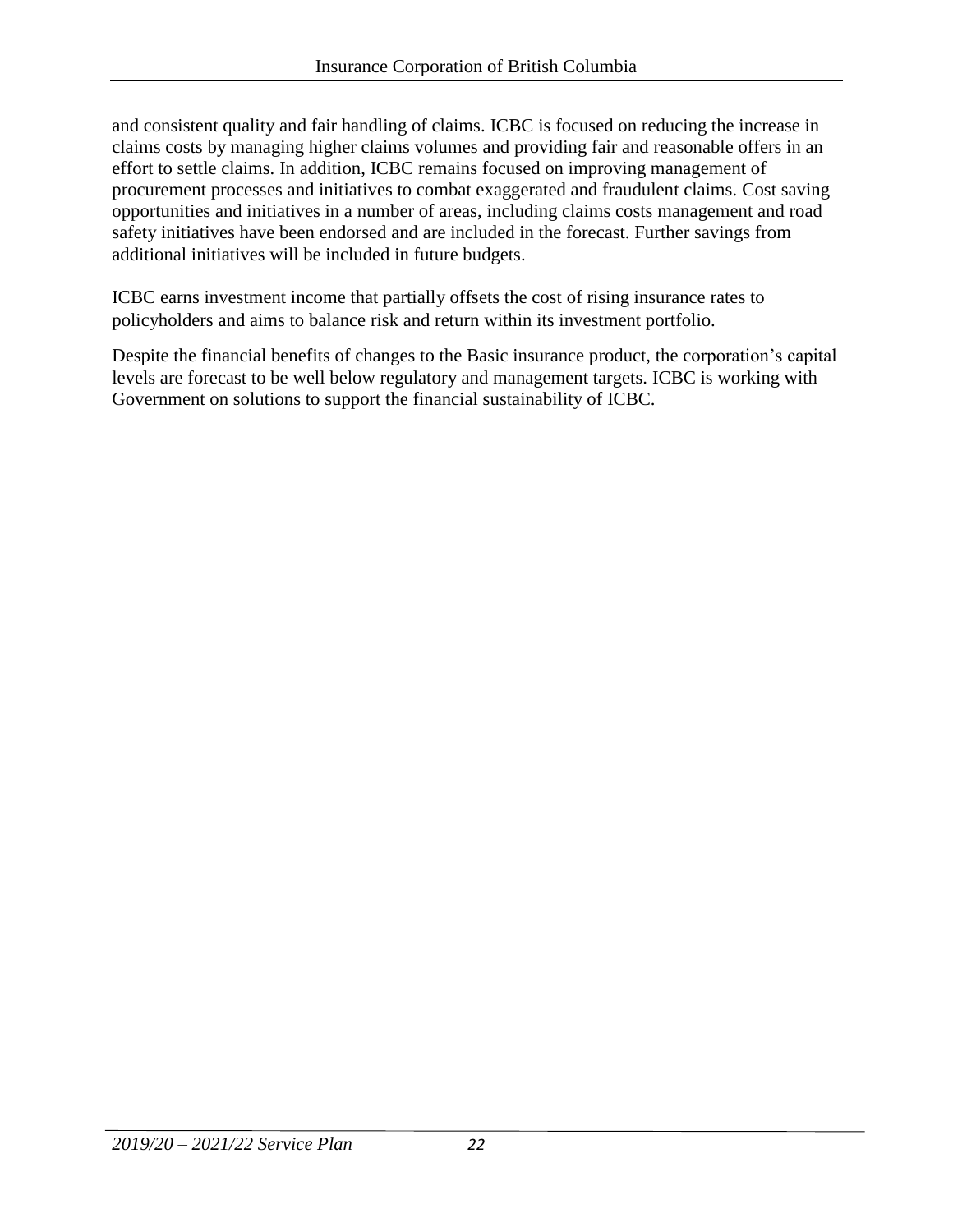and consistent quality and fair handling of claims. ICBC is focused on reducing the increase in claims costs by managing higher claims volumes and providing fair and reasonable offers in an effort to settle claims. In addition, ICBC remains focused on improving management of procurement processes and initiatives to combat exaggerated and fraudulent claims. Cost saving opportunities and initiatives in a number of areas, including claims costs management and road safety initiatives have been endorsed and are included in the forecast. Further savings from additional initiatives will be included in future budgets.

ICBC earns investment income that partially offsets the cost of rising insurance rates to policyholders and aims to balance risk and return within its investment portfolio.

Despite the financial benefits of changes to the Basic insurance product, the corporation's capital levels are forecast to be well below regulatory and management targets. ICBC is working with Government on solutions to support the financial sustainability of ICBC.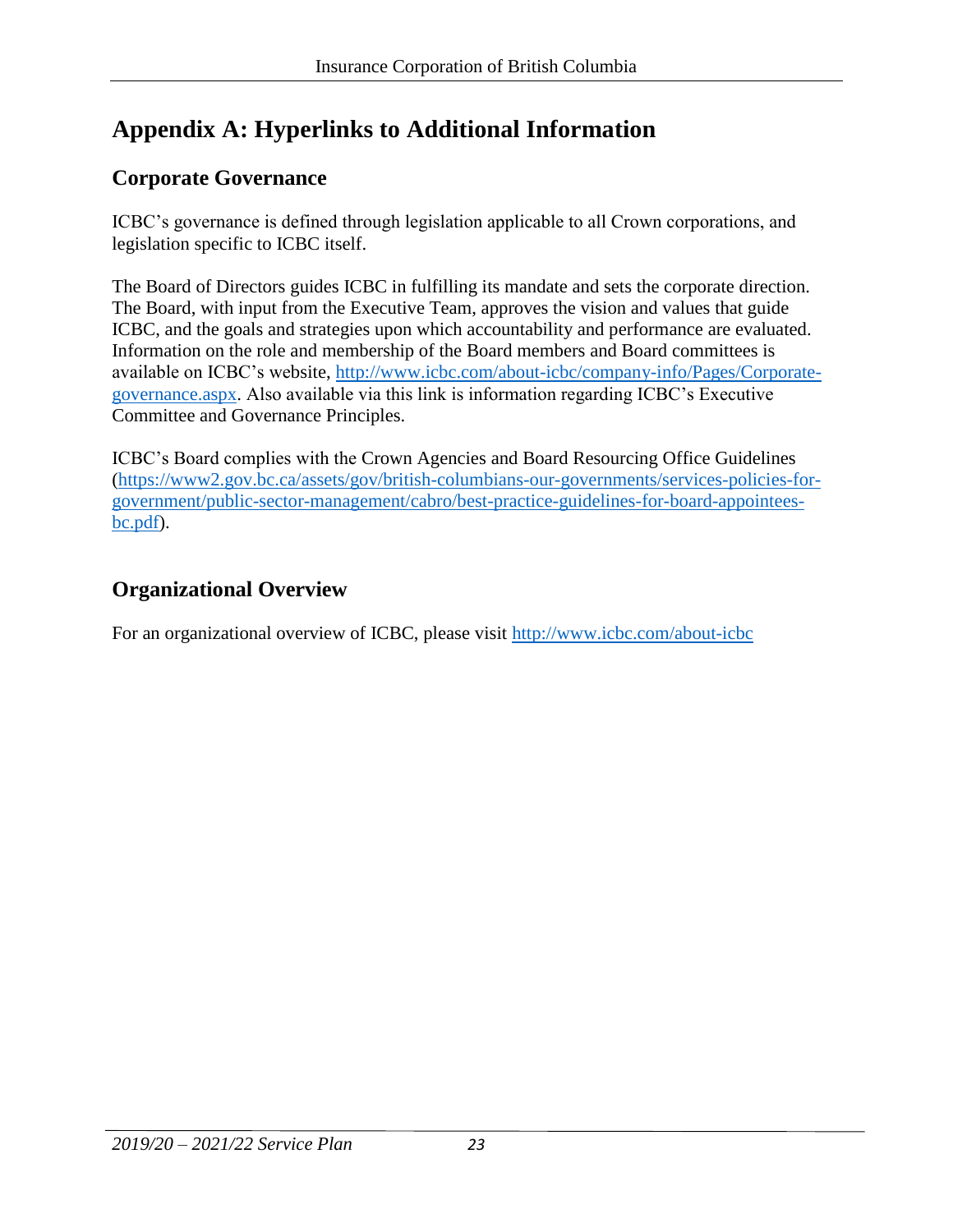# Appendix A: Hyperlinks to Additional Information

## Corporate Governance

ICBC's governance is defined through legislation applicable to all Crown corporations, and legislation specific to ICBC itself.

The Board of Directors guides ICBC in fulfilling its mandate and sets the corporate direction. The Board, with input from the Executive Team, approves the vision and values that guide ICBC, and the goals and strategies upon which accountability and performance are evaluated. Information on the role and membership of the Board members and Board committees is available on ICBC's website, [http://www.icbc.com/about-icbc/company-info/Pages/Corporate-governance.aspx](http://www.icbc.com/about-icbc/company-info/Pages/Corporate-governance.aspx). Also available via this link is information regarding ICBC's Executive Committee and Governance Principles.

ICBC's Board complies with the Crown Agencies and Board Resourcing Office Guidelines ([https://www2.gov.bc.ca/assets/gov/british-columbians-our-governments/services-policies-for-government/public-sector-management/cabro/best-practice-guidelines-for-board-appointees-bc.pdf](https://www2.gov.bc.ca/assets/gov/british-columbians-our-governments/services-policies-for-government/public-sector-management/cabro/best-practice-guidelines-for-board-appointees-bc.pdf)).

## Organizational Overview

For an organizational overview of ICBC, please visit [http://www.icbc.com/about-icbc](http://www.icbc.com/about-icbc)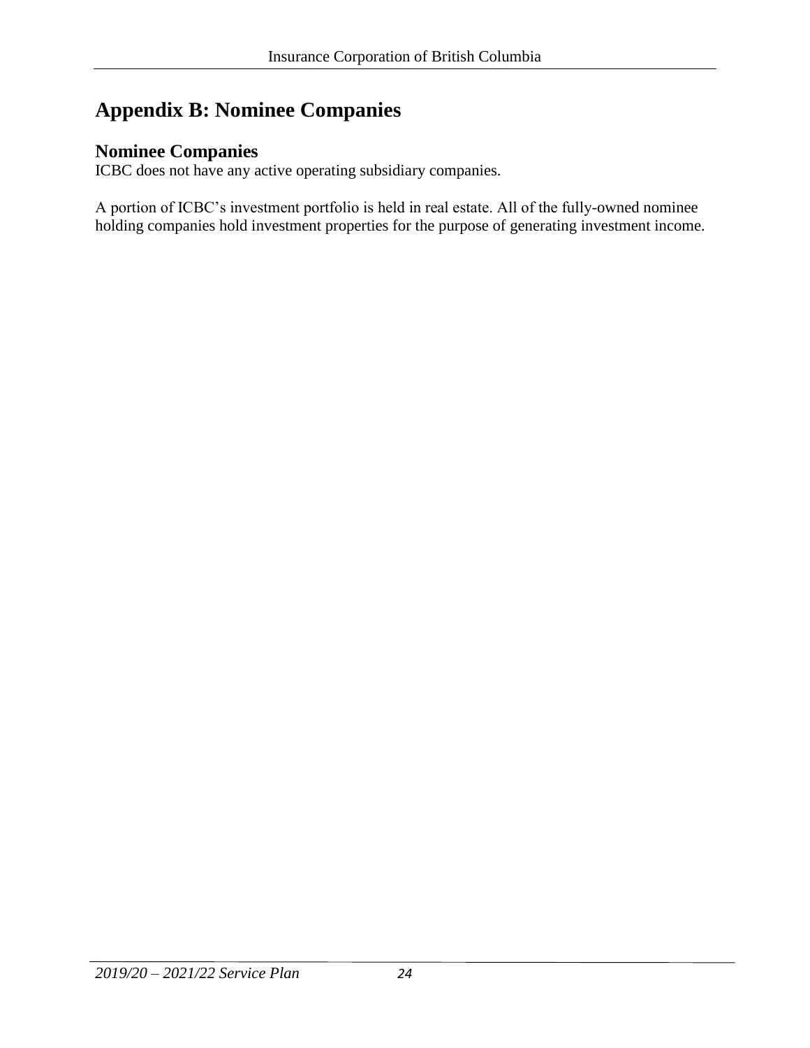# Appendix B: Nominee Companies

## Nominee Companies

ICBC does not have any active operating subsidiary companies.

A portion of ICBC's investment portfolio is held in real estate. All of the fully-owned nominee holding companies hold investment properties for the purpose of generating investment income.